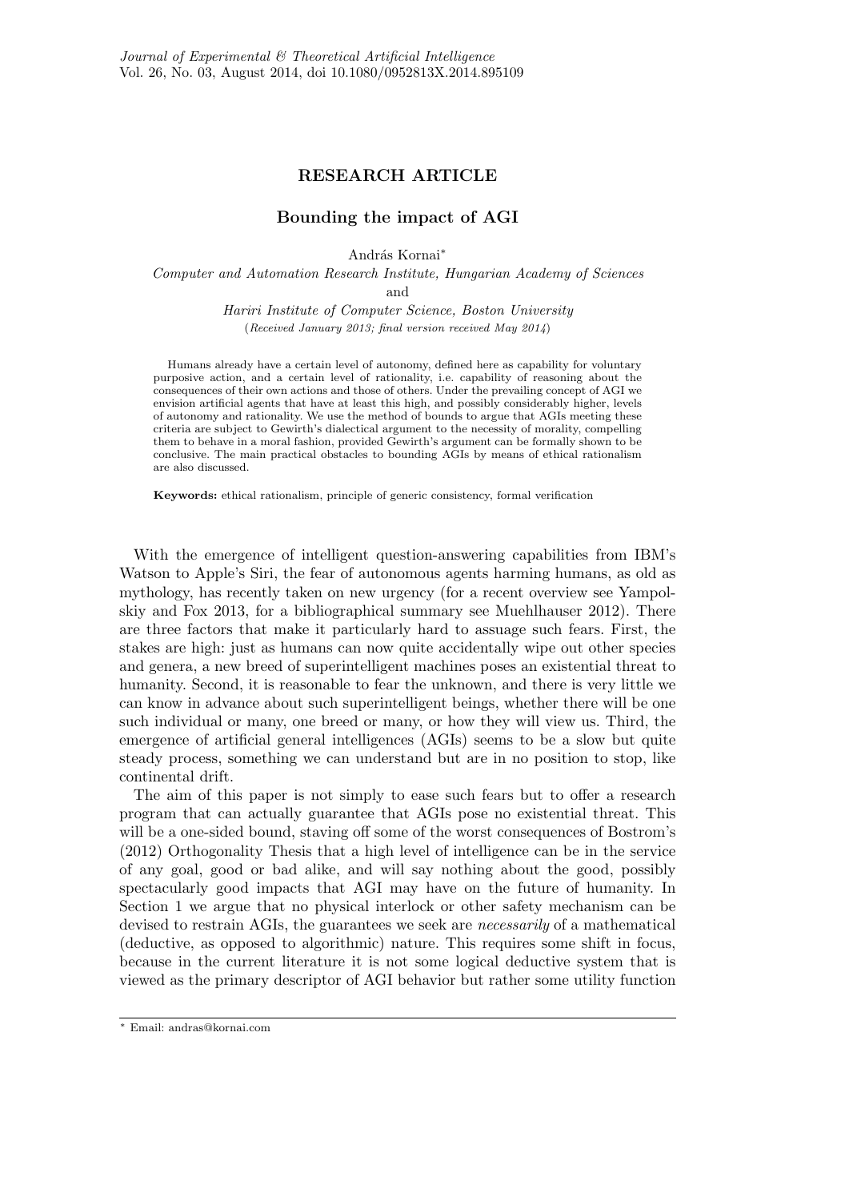*Journal of Experimental & Theoretical Artificial Intelligence*
Vol. 26, No. 03, August 2014, doi 10.1080/0952813X.2014.895109

RESEARCH ARTICLE

# Bounding the impact of AGI

András Kornai*

*Computer and Automation Research Institute, Hungarian Academy of Sciences*
and
*Hariri Institute of Computer Science, Boston University*
(*Received January 2013; final version received May 2014*)

Humans already have a certain level of autonomy, defined here as capability for voluntary purposive action, and a certain level of rationality, i.e. capability of reasoning about the consequences of their own actions and those of others. Under the prevailing concept of AGI we envision artificial agents that have at least this high, and possibly considerably higher, levels of autonomy and rationality. We use the method of bounds to argue that AGIs meeting these criteria are subject to Gewirth's dialectical argument to the necessity of morality, compelling them to behave in a moral fashion, provided Gewirth's argument can be formally shown to be conclusive. The main practical obstacles to bounding AGIs by means of ethical rationalism are also discussed.

**Keywords:** ethical rationalism, principle of generic consistency, formal verification

With the emergence of intelligent question-answering capabilities from IBM's Watson to Apple's Siri, the fear of autonomous agents harming humans, as old as mythology, has recently taken on new urgency (for a recent overview see Yampolskiy and Fox 2013, for a bibliographical summary see Muehlhauser 2012). There are three factors that make it particularly hard to assuage such fears. First, the stakes are high: just as humans can now quite accidentally wipe out other species and genera, a new breed of superintelligent machines poses an existential threat to humanity. Second, it is reasonable to fear the unknown, and there is very little we can know in advance about such superintelligent beings, whether there will be one such individual or many, one breed or many, or how they will view us. Third, the emergence of artificial general intelligences (AGIs) seems to be a slow but quite steady process, something we can understand but are in no position to stop, like continental drift.

The aim of this paper is not simply to ease such fears but to offer a research program that can actually guarantee that AGIs pose no existential threat. This will be a one-sided bound, staving off some of the worst consequences of Bostrom's (2012) Orthogonality Thesis that a high level of intelligence can be in the service of any goal, good or bad alike, and will say nothing about the good, possibly spectacularly good impacts that AGI may have on the future of humanity. In Section 1 we argue that no physical interlock or other safety mechanism can be devised to restrain AGIs, the guarantees we seek are *necessarily* of a mathematical (deductive, as opposed to algorithmic) nature. This requires some shift in focus, because in the current literature it is not some logical deductive system that is viewed as the primary descriptor of AGI behavior but rather some utility function

\* Email: andras@kornai.com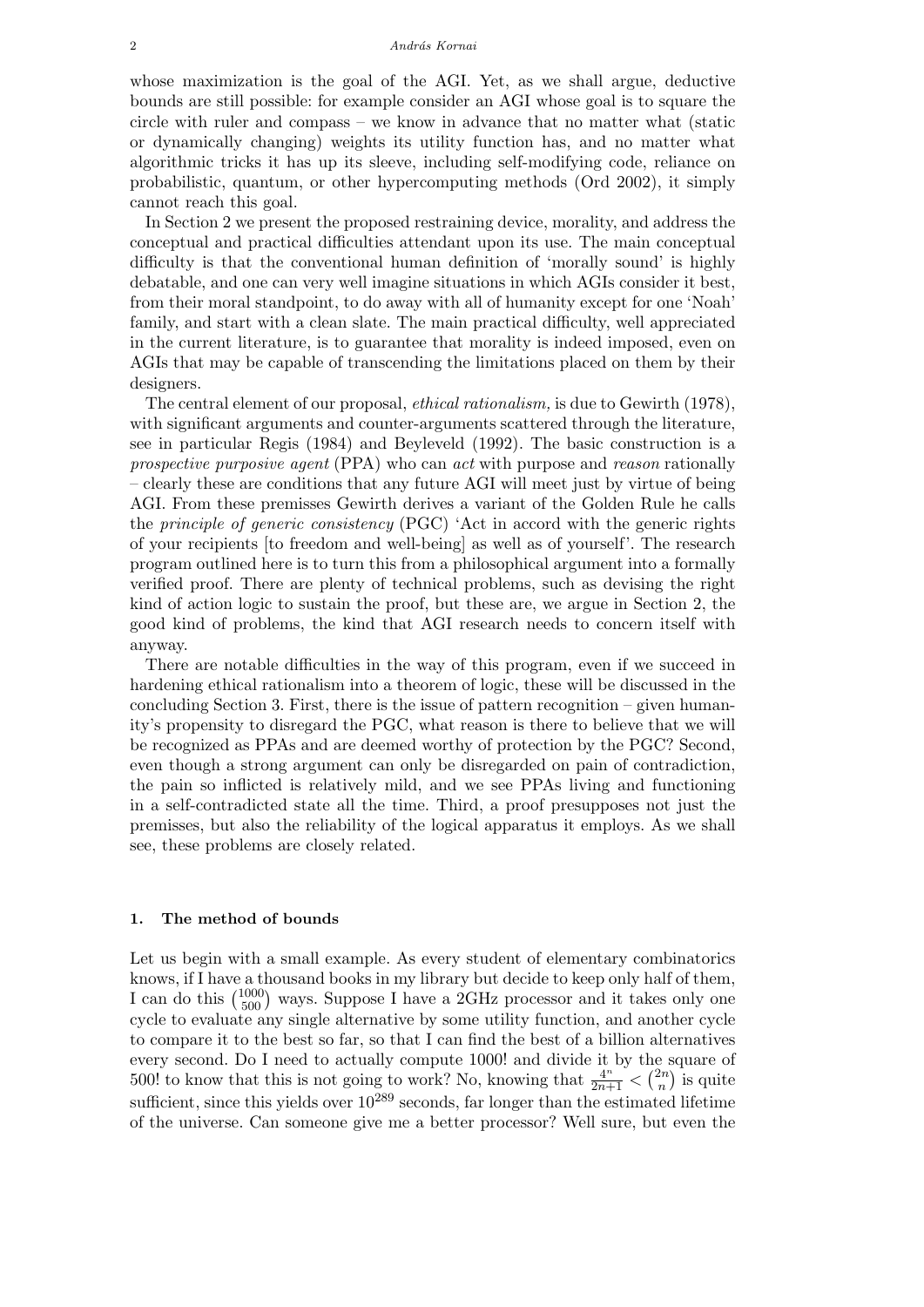whose maximization is the goal of the AGI. Yet, as we shall argue, deductive bounds are still possible: for example consider an AGI whose goal is to square the circle with ruler and compass – we know in advance that no matter what (static or dynamically changing) weights its utility function has, and no matter what algorithmic tricks it has up its sleeve, including self-modifying code, reliance on probabilistic, quantum, or other hypercomputing methods (Ord 2002), it simply cannot reach this goal.

In Section 2 we present the proposed restraining device, morality, and address the conceptual and practical difficulties attendant upon its use. The main conceptual difficulty is that the conventional human definition of 'morally sound' is highly debatable, and one can very well imagine situations in which AGIs consider it best, from their moral standpoint, to do away with all of humanity except for one 'Noah' family, and start with a clean slate. The main practical difficulty, well appreciated in the current literature, is to guarantee that morality is indeed imposed, even on AGIs that may be capable of transcending the limitations placed on them by their designers.

The central element of our proposal, *ethical rationalism,* is due to Gewirth (1978), with significant arguments and counter-arguments scattered through the literature, see in particular Regis (1984) and Beyleveld (1992). The basic construction is a *prospective purposive agent* (PPA) who can *act* with purpose and *reason* rationally – clearly these are conditions that any future AGI will meet just by virtue of being AGI. From these premisses Gewirth derives a variant of the Golden Rule he calls the *principle of generic consistency* (PGC) 'Act in accord with the generic rights of your recipients [to freedom and well-being] as well as of yourself'. The research program outlined here is to turn this from a philosophical argument into a formally verified proof. There are plenty of technical problems, such as devising the right kind of action logic to sustain the proof, but these are, we argue in Section 2, the good kind of problems, the kind that AGI research needs to concern itself with anyway.

There are notable difficulties in the way of this program, even if we succeed in hardening ethical rationalism into a theorem of logic, these will be discussed in the concluding Section 3. First, there is the issue of pattern recognition – given humanity's propensity to disregard the PGC, what reason is there to believe that we will be recognized as PPAs and are deemed worthy of protection by the PGC? Second, even though a strong argument can only be disregarded on pain of contradiction, the pain so inflicted is relatively mild, and we see PPAs living and functioning in a self-contradicted state all the time. Third, a proof presupposes not just the premisses, but also the reliability of the logical apparatus it employs. As we shall see, these problems are closely related.

## 1. The method of bounds

Let us begin with a small example. As every student of elementary combinatorics knows, if I have a thousand books in my library but decide to keep only half of them, I can do this $\binom{1000}{500}$ ways. Suppose I have a 2GHz processor and it takes only one cycle to evaluate any single alternative by some utility function, and another cycle to compare it to the best so far, so that I can find the best of a billion alternatives every second. Do I need to actually compute 1000! and divide it by the square of 500! to know that this is not going to work? No, knowing that $\frac{4^n}{2n+1} < \binom{2n}{n}$ is quite sufficient, since this yields over $10^{289}$ seconds, far longer than the estimated lifetime of the universe. Can someone give me a better processor? Well sure, but even the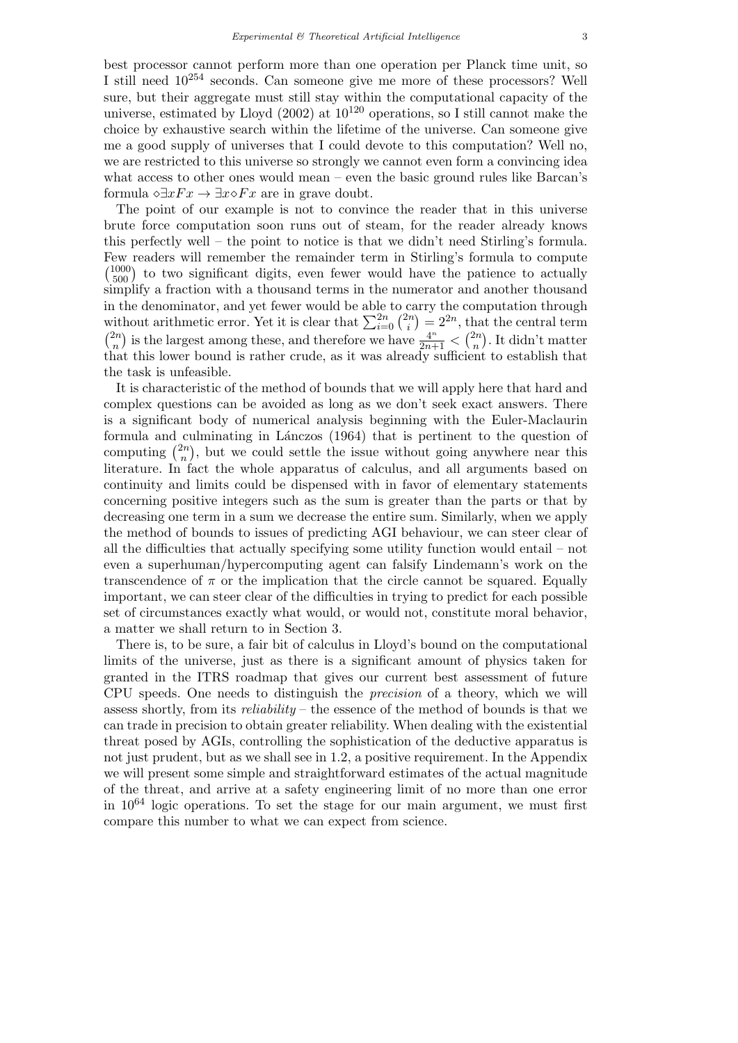best processor cannot perform more than one operation per Planck time unit, so I still need $10^{254}$ seconds. Can someone give me more of these processors? Well sure, but their aggregate must still stay within the computational capacity of the universe, estimated by Lloyd (2002) at $10^{120}$ operations, so I still cannot make the choice by exhaustive search within the lifetime of the universe. Can someone give me a good supply of universes that I could devote to this computation? Well no, we are restricted to this universe so strongly we cannot even form a convincing idea what access to other ones would mean – even the basic ground rules like Barcan's formula $\diamond\exists x Fx \rightarrow \exists x \diamond Fx$ are in grave doubt.

The point of our example is not to convince the reader that in this universe brute force computation soon runs out of steam, for the reader already knows this perfectly well – the point to notice is that we didn't need Stirling's formula. Few readers will remember the remainder term in Stirling's formula to compute $\binom{1000}{500}$ to two significant digits, even fewer would have the patience to actually simplify a fraction with a thousand terms in the numerator and another thousand in the denominator, and yet fewer would be able to carry the computation through without arithmetic error. Yet it is clear that $\sum_{i=0}^{2n} \binom{2n}{i} = 2^{2n}$, that the central term $\binom{2n}{n}$ is the largest among these, and therefore we have $\frac{4^n}{2n+1} < \binom{2n}{n}$. It didn't matter that this lower bound is rather crude, as it was already sufficient to establish that the task is unfeasible.

It is characteristic of the method of bounds that we will apply here that hard and complex questions can be avoided as long as we don't seek exact answers. There is a significant body of numerical analysis beginning with the Euler-Maclaurin formula and culminating in Lánczos (1964) that is pertinent to the question of computing $\binom{2n}{n}$, but we could settle the issue without going anywhere near this literature. In fact the whole apparatus of calculus, and all arguments based on continuity and limits could be dispensed with in favor of elementary statements concerning positive integers such as the sum is greater than the parts or that by decreasing one term in a sum we decrease the entire sum. Similarly, when we apply the method of bounds to issues of predicting AGI behaviour, we can steer clear of all the difficulties that actually specifying some utility function would entail – not even a superhuman/hypercomputing agent can falsify Lindemann's work on the transcendence of $\pi$ or the implication that the circle cannot be squared. Equally important, we can steer clear of the difficulties in trying to predict for each possible set of circumstances exactly what would, or would not, constitute moral behavior, a matter we shall return to in Section 3.

There is, to be sure, a fair bit of calculus in Lloyd's bound on the computational limits of the universe, just as there is a significant amount of physics taken for granted in the ITRS roadmap that gives our current best assessment of future CPU speeds. One needs to distinguish the *precision* of a theory, which we will assess shortly, from its *reliability* – the essence of the method of bounds is that we can trade in precision to obtain greater reliability. When dealing with the existential threat posed by AGIs, controlling the sophistication of the deductive apparatus is not just prudent, but as we shall see in 1.2, a positive requirement. In the Appendix we will present some simple and straightforward estimates of the actual magnitude of the threat, and arrive at a safety engineering limit of no more than one error in $10^{64}$ logic operations. To set the stage for our main argument, we must first compare this number to what we can expect from science.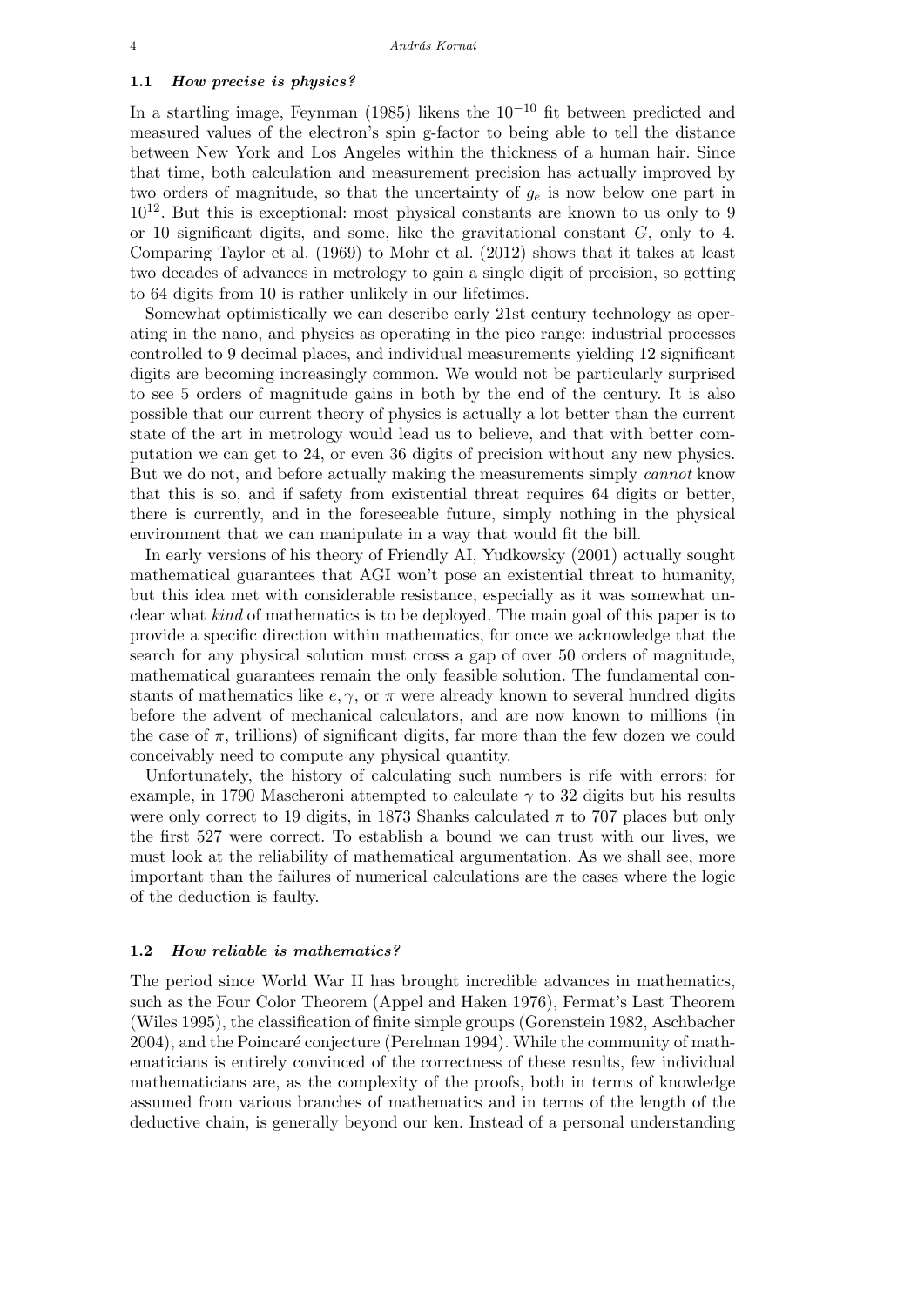### 1.1 *How precise is physics?*

In a startling image, Feynman (1985) likens the $10^{-10}$ fit between predicted and measured values of the electron's spin g-factor to being able to tell the distance between New York and Los Angeles within the thickness of a human hair. Since that time, both calculation and measurement precision has actually improved by two orders of magnitude, so that the uncertainty of $g_e$ is now below one part in $10^{12}$. But this is exceptional: most physical constants are known to us only to 9 or 10 significant digits, and some, like the gravitational constant $G$, only to 4. Comparing Taylor et al. (1969) to Mohr et al. (2012) shows that it takes at least two decades of advances in metrology to gain a single digit of precision, so getting to 64 digits from 10 is rather unlikely in our lifetimes.

Somewhat optimistically we can describe early 21st century technology as operating in the nano, and physics as operating in the pico range: industrial processes controlled to 9 decimal places, and individual measurements yielding 12 significant digits are becoming increasingly common. We would not be particularly surprised to see 5 orders of magnitude gains in both by the end of the century. It is also possible that our current theory of physics is actually a lot better than the current state of the art in metrology would lead us to believe, and that with better computation we can get to 24, or even 36 digits of precision without any new physics. But we do not, and before actually making the measurements simply *cannot* know that this is so, and if safety from existential threat requires 64 digits or better, there is currently, and in the foreseeable future, simply nothing in the physical environment that we can manipulate in a way that would fit the bill.

In early versions of his theory of Friendly AI, Yudkowsky (2001) actually sought mathematical guarantees that AGI won't pose an existential threat to humanity, but this idea met with considerable resistance, especially as it was somewhat unclear what *kind* of mathematics is to be deployed. The main goal of this paper is to provide a specific direction within mathematics, for once we acknowledge that the search for any physical solution must cross a gap of over 50 orders of magnitude, mathematical guarantees remain the only feasible solution. The fundamental constants of mathematics like $e, \gamma$, or $\pi$ were already known to several hundred digits before the advent of mechanical calculators, and are now known to millions (in the case of $\pi$, trillions) of significant digits, far more than the few dozen we could conceivably need to compute any physical quantity.

Unfortunately, the history of calculating such numbers is rife with errors: for example, in 1790 Mascheroni attempted to calculate $\gamma$ to 32 digits but his results were only correct to 19 digits, in 1873 Shanks calculated $\pi$ to 707 places but only the first 527 were correct. To establish a bound we can trust with our lives, we must look at the reliability of mathematical argumentation. As we shall see, more important than the failures of numerical calculations are the cases where the logic of the deduction is faulty.

### 1.2 *How reliable is mathematics?*

The period since World War II has brought incredible advances in mathematics, such as the Four Color Theorem (Appel and Haken 1976), Fermat's Last Theorem (Wiles 1995), the classification of finite simple groups (Gorenstein 1982, Aschbacher 2004), and the Poincaré conjecture (Perelman 1994). While the community of mathematicians is entirely convinced of the correctness of these results, few individual mathematicians are, as the complexity of the proofs, both in terms of knowledge assumed from various branches of mathematics and in terms of the length of the deductive chain, is generally beyond our ken. Instead of a personal understanding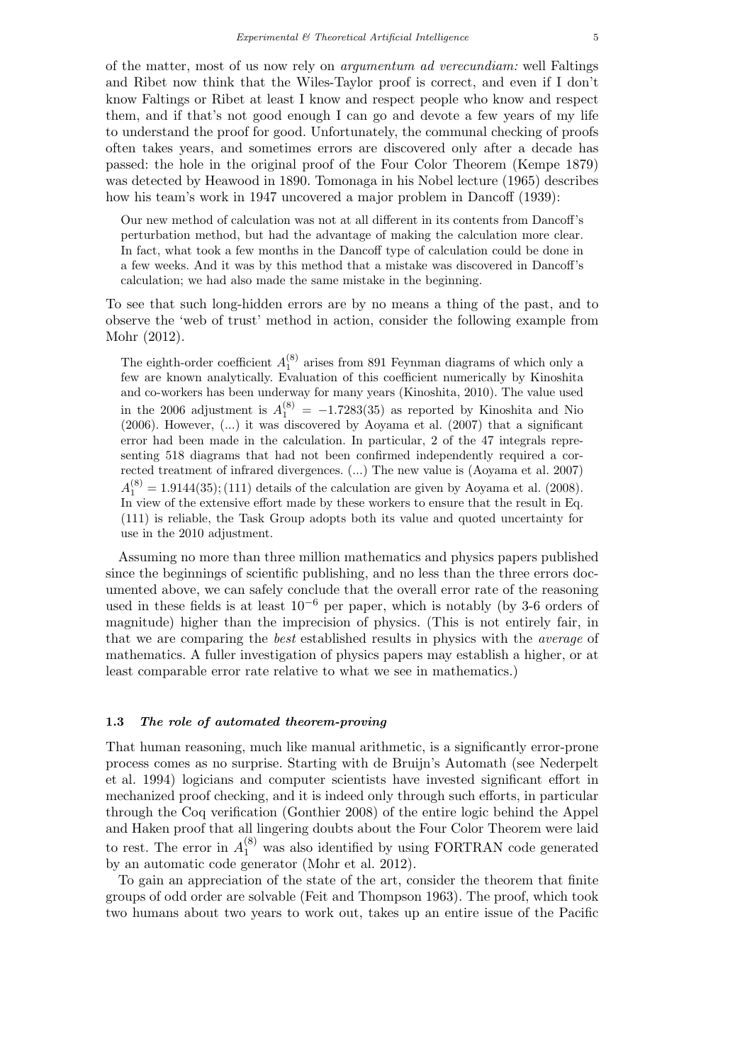of the matter, most of us now rely on *argumentum ad verecundiam:* well Faltings and Ribet now think that the Wiles-Taylor proof is correct, and even if I don't know Faltings or Ribet at least I know and respect people who know and respect them, and if that's not good enough I can go and devote a few years of my life to understand the proof for good. Unfortunately, the communal checking of proofs often takes years, and sometimes errors are discovered only after a decade has passed: the hole in the original proof of the Four Color Theorem (Kempe 1879) was detected by Heawood in 1890. Tomonaga in his Nobel lecture (1965) describes how his team's work in 1947 uncovered a major problem in Dancoff (1939):

> Our new method of calculation was not at all different in its contents from Dancoff's perturbation method, but had the advantage of making the calculation more clear. In fact, what took a few months in the Dancoff type of calculation could be done in a few weeks. And it was by this method that a mistake was discovered in Dancoff's calculation; we had also made the same mistake in the beginning.

To see that such long-hidden errors are by no means a thing of the past, and to observe the 'web of trust' method in action, consider the following example from Mohr (2012).

> The eighth-order coefficient $A_1^{(8)}$ arises from 891 Feynman diagrams of which only a few are known analytically. Evaluation of this coefficient numerically by Kinoshita and co-workers has been underway for many years (Kinoshita, 2010). The value used in the 2006 adjustment is $A_1^{(8)} = -1.7283(35)$ as reported by Kinoshita and Nio (2006). However, (...) it was discovered by Aoyama et al. (2007) that a significant error had been made in the calculation. In particular, 2 of the 47 integrals representing 518 diagrams that had not been confirmed independently required a corrected treatment of infrared divergences. (...) The new value is (Aoyama et al. 2007) $A_1^{(8)} = 1.9144(35);$ (111) details of the calculation are given by Aoyama et al. (2008). In view of the extensive effort made by these workers to ensure that the result in Eq. (111) is reliable, the Task Group adopts both its value and quoted uncertainty for use in the 2010 adjustment.

Assuming no more than three million mathematics and physics papers published since the beginnings of scientific publishing, and no less than the three errors documented above, we can safely conclude that the overall error rate of the reasoning used in these fields is at least $10^{-6}$ per paper, which is notably (by 3-6 orders of magnitude) higher than the imprecision of physics. (This is not entirely fair, in that we are comparing the *best* established results in physics with the *average* of mathematics. A fuller investigation of physics papers may establish a higher, or at least comparable error rate relative to what we see in mathematics.)

### 1.3 *The role of automated theorem-proving*

That human reasoning, much like manual arithmetic, is a significantly error-prone process comes as no surprise. Starting with de Bruijn's Automath (see Nederpelt et al. 1994) logicians and computer scientists have invested significant effort in mechanized proof checking, and it is indeed only through such efforts, in particular through the Coq verification (Gonthier 2008) of the entire logic behind the Appel and Haken proof that all lingering doubts about the Four Color Theorem were laid to rest. The error in $A_1^{(8)}$ was also identified by using FORTRAN code generated by an automatic code generator (Mohr et al. 2012).

To gain an appreciation of the state of the art, consider the theorem that finite groups of odd order are solvable (Feit and Thompson 1963). The proof, which took two humans about two years to work out, takes up an entire issue of the Pacific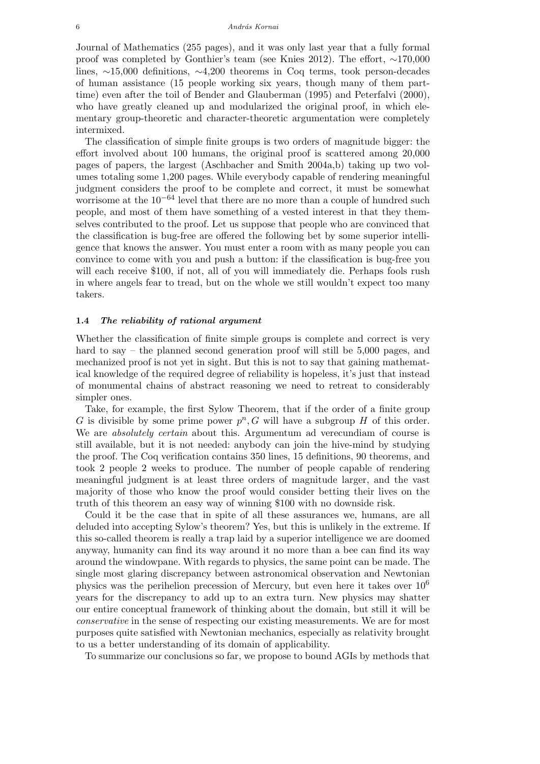Journal of Mathematics (255 pages), and it was only last year that a fully formal proof was completed by Gonthier's team (see Knies 2012). The effort, ∼170,000 lines, ∼15,000 definitions, ∼4,200 theorems in Coq terms, took person-decades of human assistance (15 people working six years, though many of them part-time) even after the toil of Bender and Glauberman (1995) and Peterfalvi (2000), who have greatly cleaned up and modularized the original proof, in which elementary group-theoretic and character-theoretic argumentation were completely intermixed.

The classification of simple finite groups is two orders of magnitude bigger: the effort involved about 100 humans, the original proof is scattered among 20,000 pages of papers, the largest (Aschbacher and Smith 2004a,b) taking up two volumes totaling some 1,200 pages. While everybody capable of rendering meaningful judgment considers the proof to be complete and correct, it must be somewhat worrisome at the $10^{-64}$ level that there are no more than a couple of hundred such people, and most of them have something of a vested interest in that they themselves contributed to the proof. Let us suppose that people who are convinced that the classification is bug-free are offered the following bet by some superior intelligence that knows the answer. You must enter a room with as many people you can convince to come with you and push a button: if the classification is bug-free you will each receive \$100, if not, all of you will immediately die. Perhaps fools rush in where angels fear to tread, but on the whole we still wouldn't expect too many takers.

### 1.4 *The reliability of rational argument*

Whether the classification of finite simple groups is complete and correct is very hard to say – the planned second generation proof will still be 5,000 pages, and mechanized proof is not yet in sight. But this is not to say that gaining mathematical knowledge of the required degree of reliability is hopeless, it's just that instead of monumental chains of abstract reasoning we need to retreat to considerably simpler ones.

Take, for example, the first Sylow Theorem, that if the order of a finite group $G$ is divisible by some prime power $p^n, G$ will have a subgroup $H$ of this order. We are *absolutely certain* about this. Argumentum ad verecundiam of course is still available, but it is not needed: anybody can join the hive-mind by studying the proof. The Coq verification contains 350 lines, 15 definitions, 90 theorems, and took 2 people 2 weeks to produce. The number of people capable of rendering meaningful judgment is at least three orders of magnitude larger, and the vast majority of those who know the proof would consider betting their lives on the truth of this theorem an easy way of winning \$100 with no downside risk.

Could it be the case that in spite of all these assurances we, humans, are all deluded into accepting Sylow's theorem? Yes, but this is unlikely in the extreme. If this so-called theorem is really a trap laid by a superior intelligence we are doomed anyway, humanity can find its way around it no more than a bee can find its way around the windowpane. With regards to physics, the same point can be made. The single most glaring discrepancy between astronomical observation and Newtonian physics was the perihelion precession of Mercury, but even here it takes over $10^6$ years for the discrepancy to add up to an extra turn. New physics may shatter our entire conceptual framework of thinking about the domain, but still it will be *conservative* in the sense of respecting our existing measurements. We are for most purposes quite satisfied with Newtonian mechanics, especially as relativity brought to us a better understanding of its domain of applicability.

To summarize our conclusions so far, we propose to bound AGIs by methods that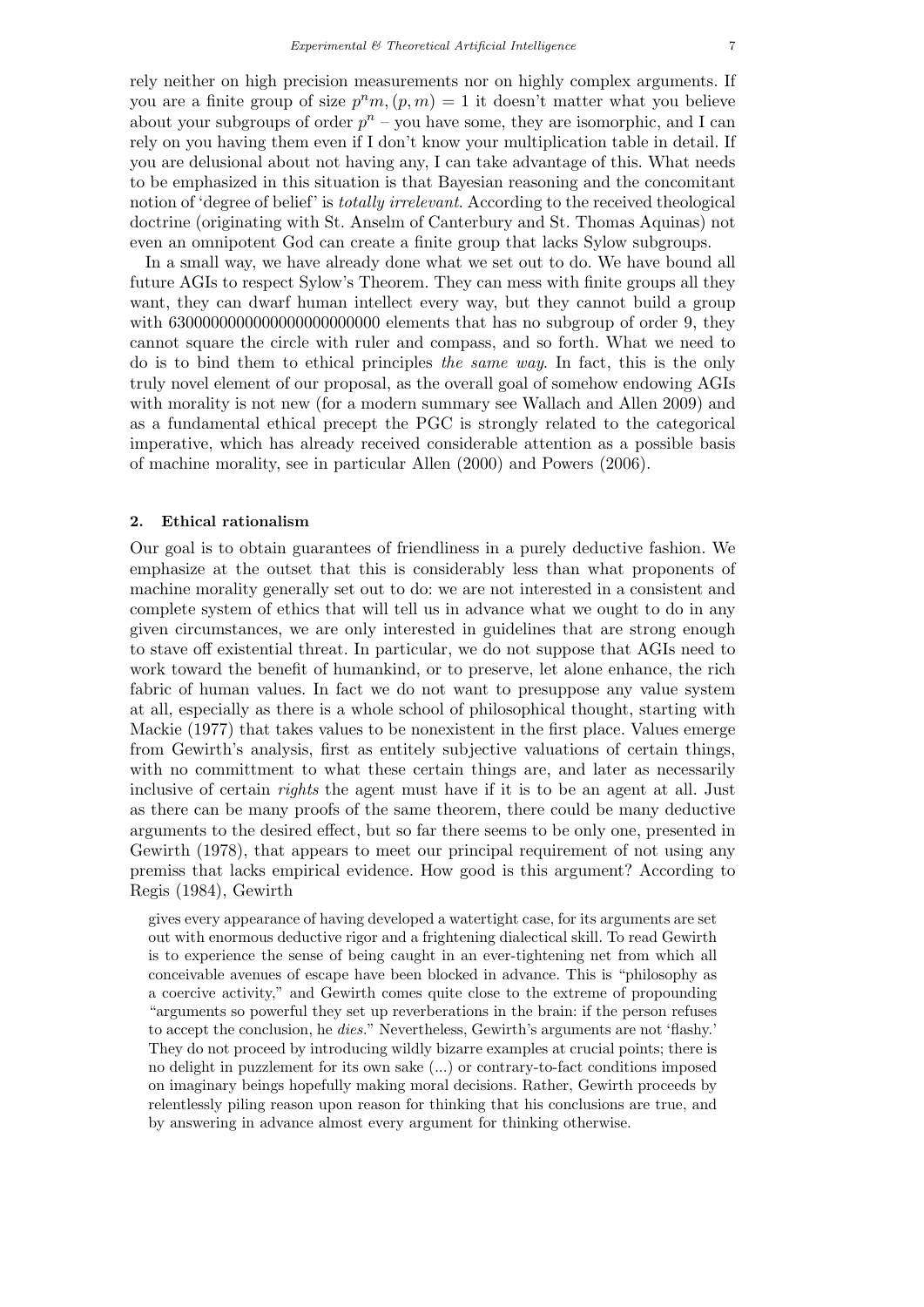rely neither on high precision measurements nor on highly complex arguments. If you are a finite group of size $p^n m, (p, m) = 1$ it doesn't matter what you believe about your subgroups of order $p^n$ – you have some, they are isomorphic, and I can rely on you having them even if I don't know your multiplication table in detail. If you are delusional about not having any, I can take advantage of this. What needs to be emphasized in this situation is that Bayesian reasoning and the concomitant notion of 'degree of belief' is *totally irrelevant*. According to the received theological doctrine (originating with St. Anselm of Canterbury and St. Thomas Aquinas) not even an omnipotent God can create a finite group that lacks Sylow subgroups.

In a small way, we have already done what we set out to do. We have bound all future AGIs to respect Sylow's Theorem. They can mess with finite groups all they want, they can dwarf human intellect every way, but they cannot build a group with 6300000000000000000000000 elements that has no subgroup of order 9, they cannot square the circle with ruler and compass, and so forth. What we need to do is to bind them to ethical principles *the same way*. In fact, this is the only truly novel element of our proposal, as the overall goal of somehow endowing AGIs with morality is not new (for a modern summary see Wallach and Allen 2009) and as a fundamental ethical precept the PGC is strongly related to the categorical imperative, which has already received considerable attention as a possible basis of machine morality, see in particular Allen (2000) and Powers (2006).

## 2. Ethical rationalism

Our goal is to obtain guarantees of friendliness in a purely deductive fashion. We emphasize at the outset that this is considerably less than what proponents of machine morality generally set out to do: we are not interested in a consistent and complete system of ethics that will tell us in advance what we ought to do in any given circumstances, we are only interested in guidelines that are strong enough to stave off existential threat. In particular, we do not suppose that AGIs need to work toward the benefit of humankind, or to preserve, let alone enhance, the rich fabric of human values. In fact we do not want to presuppose any value system at all, especially as there is a whole school of philosophical thought, starting with Mackie (1977) that takes values to be nonexistent in the first place. Values emerge from Gewirth's analysis, first as entirely subjective valuations of certain things, with no committment to what these certain things are, and later as necessarily inclusive of certain *rights* the agent must have if it is to be an agent at all. Just as there can be many proofs of the same theorem, there could be many deductive arguments to the desired effect, but so far there seems to be only one, presented in Gewirth (1978), that appears to meet our principal requirement of not using any premiss that lacks empirical evidence. How good is this argument? According to Regis (1984), Gewirth

> gives every appearance of having developed a watertight case, for its arguments are set out with enormous deductive rigor and a frightening dialectical skill. To read Gewirth is to experience the sense of being caught in an ever-tightening net from which all conceivable avenues of escape have been blocked in advance. This is "philosophy as a coercive activity," and Gewirth comes quite close to the extreme of propounding "arguments so powerful they set up reverberations in the brain: if the person refuses to accept the conclusion, he *dies*." Nevertheless, Gewirth's arguments are not 'flashy.' They do not proceed by introducing wildly bizarre examples at crucial points; there is no delight in puzzlement for its own sake (...) or contrary-to-fact conditions imposed on imaginary beings hopefully making moral decisions. Rather, Gewirth proceeds by relentlessly piling reason upon reason for thinking that his conclusions are true, and by answering in advance almost every argument for thinking otherwise.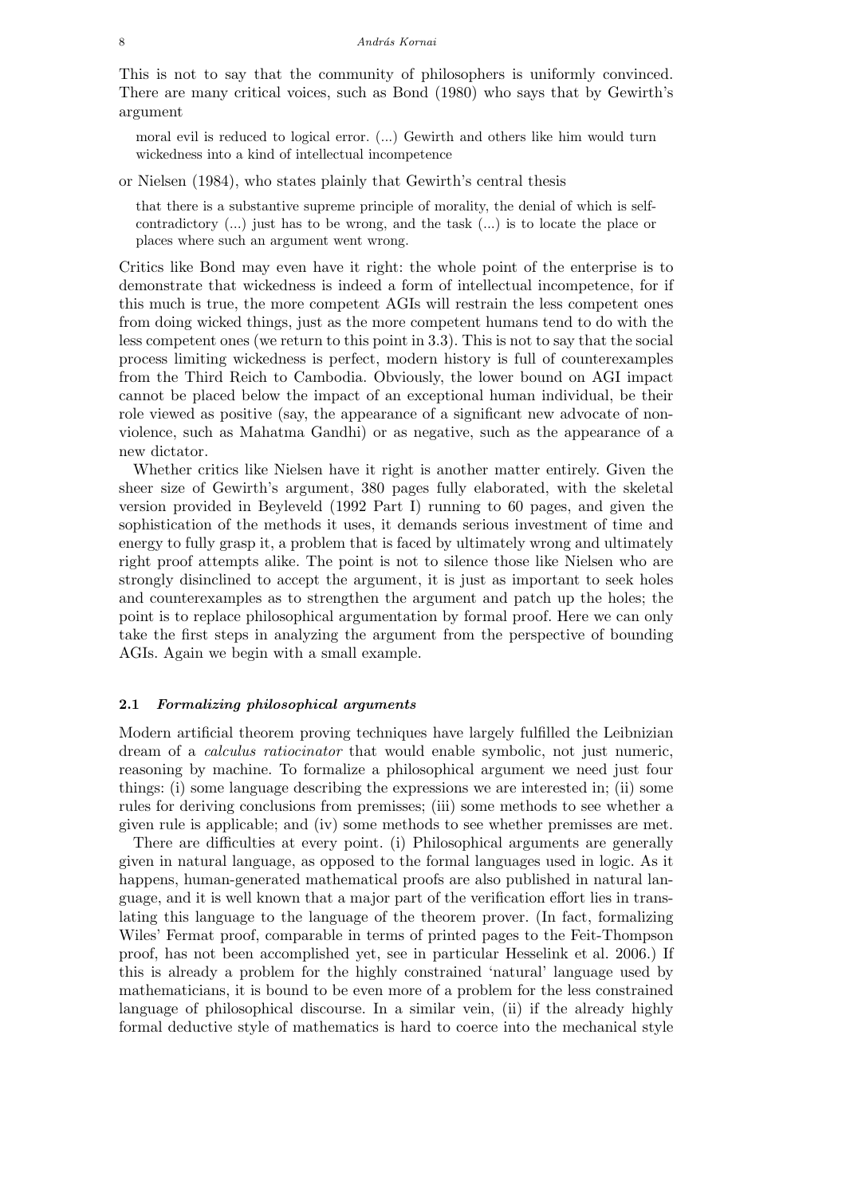This is not to say that the community of philosophers is uniformly convinced. There are many critical voices, such as Bond (1980) who says that by Gewirth's argument

> moral evil is reduced to logical error. (...) Gewirth and others like him would turn wickedness into a kind of intellectual incompetence

or Nielsen (1984), who states plainly that Gewirth's central thesis

> that there is a substantive supreme principle of morality, the denial of which is self-contradictory (...) just has to be wrong, and the task (...) is to locate the place or places where such an argument went wrong.

Critics like Bond may even have it right: the whole point of the enterprise is to demonstrate that wickedness is indeed a form of intellectual incompetence, for if this much is true, the more competent AGIs will restrain the less competent ones from doing wicked things, just as the more competent humans tend to do with the less competent ones (we return to this point in 3.3). This is not to say that the social process limiting wickedness is perfect, modern history is full of counterexamples from the Third Reich to Cambodia. Obviously, the lower bound on AGI impact cannot be placed below the impact of an exceptional human individual, be their role viewed as positive (say, the appearance of a significant new advocate of non-violence, such as Mahatma Gandhi) or as negative, such as the appearance of a new dictator.

Whether critics like Nielsen have it right is another matter entirely. Given the sheer size of Gewirth's argument, 380 pages fully elaborated, with the skeletal version provided in Beyleveld (1992 Part I) running to 60 pages, and given the sophistication of the methods it uses, it demands serious investment of time and energy to fully grasp it, a problem that is faced by ultimately wrong and ultimately right proof attempts alike. The point is not to silence those like Nielsen who are strongly disinclined to accept the argument, it is just as important to seek holes and counterexamples as to strengthen the argument and patch up the holes; the point is to replace philosophical argumentation by formal proof. Here we can only take the first steps in analyzing the argument from the perspective of bounding AGIs. Again we begin with a small example.

### 2.1 *Formalizing philosophical arguments*

Modern artificial theorem proving techniques have largely fulfilled the Leibnizian dream of a *calculus ratiocinator* that would enable symbolic, not just numeric, reasoning by machine. To formalize a philosophical argument we need just four things: (i) some language describing the expressions we are interested in; (ii) some rules for deriving conclusions from premisses; (iii) some methods to see whether a given rule is applicable; and (iv) some methods to see whether premisses are met.

There are difficulties at every point. (i) Philosophical arguments are generally given in natural language, as opposed to the formal languages used in logic. As it happens, human-generated mathematical proofs are also published in natural language, and it is well known that a major part of the verification effort lies in translating this language to the language of the theorem prover. (In fact, formalizing Wiles' Fermat proof, comparable in terms of printed pages to the Feit-Thompson proof, has not been accomplished yet, see in particular Hesselink et al. 2006.) If this is already a problem for the highly constrained 'natural' language used by mathematicians, it is bound to be even more of a problem for the less constrained language of philosophical discourse. In a similar vein, (ii) if the already highly formal deductive style of mathematics is hard to coerce into the mechanical style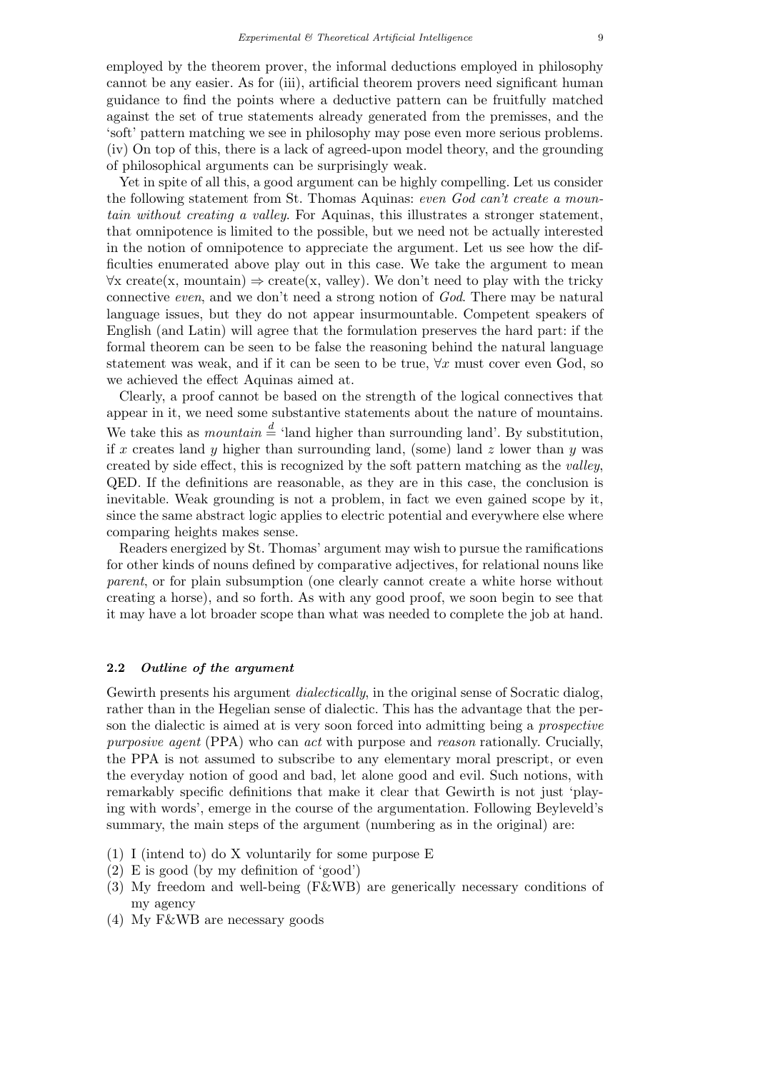employed by the theorem prover, the informal deductions employed in philosophy cannot be any easier. As for (iii), artificial theorem provers need significant human guidance to find the points where a deductive pattern can be fruitfully matched against the set of true statements already generated from the premisses, and the 'soft' pattern matching we see in philosophy may pose even more serious problems. (iv) On top of this, there is a lack of agreed-upon model theory, and the grounding of philosophical arguments can be surprisingly weak.

Yet in spite of all this, a good argument can be highly compelling. Let us consider the following statement from St. Thomas Aquinas: *even God can't create a mountain without creating a valley*. For Aquinas, this illustrates a stronger statement, that omnipotence is limited to the possible, but we need not be actually interested in the notion of omnipotence to appreciate the argument. Let us see how the difficulties enumerated above play out in this case. We take the argument to mean $\forall$x create(x, mountain) $\Rightarrow$ create(x, valley). We don't need to play with the tricky connective *even*, and we don't need a strong notion of *God*. There may be natural language issues, but they do not appear insurmountable. Competent speakers of English (and Latin) will agree that the formulation preserves the hard part: if the formal theorem can be seen to be false the reasoning behind the natural language statement was weak, and if it can be seen to be true, $\forall x$ must cover even God, so we achieved the effect Aquinas aimed at.

Clearly, a proof cannot be based on the strength of the logical connectives that appear in it, we need some substantive statements about the nature of mountains. We take this as *mountain* $\stackrel{d}{=}$ 'land higher than surrounding land'. By substitution, if $x$ creates land $y$ higher than surrounding land, (some) land $z$ lower than $y$ was created by side effect, this is recognized by the soft pattern matching as the *valley*, QED. If the definitions are reasonable, as they are in this case, the conclusion is inevitable. Weak grounding is not a problem, in fact we even gained scope by it, since the same abstract logic applies to electric potential and everywhere else where comparing heights makes sense.

Readers energized by St. Thomas' argument may wish to pursue the ramifications for other kinds of nouns defined by comparative adjectives, for relational nouns like *parent*, or for plain subsumption (one clearly cannot create a white horse without creating a horse), and so forth. As with any good proof, we soon begin to see that it may have a lot broader scope than what was needed to complete the job at hand.

### 2.2 *Outline of the argument*

Gewirth presents his argument *dialectically*, in the original sense of Socratic dialog, rather than in the Hegelian sense of dialectic. This has the advantage that the person the dialectic is aimed at is very soon forced into admitting being a *prospective purposive agent* (PPA) who can *act* with purpose and *reason* rationally. Crucially, the PPA is not assumed to subscribe to any elementary moral prescript, or even the everyday notion of good and bad, let alone good and evil. Such notions, with remarkably specific definitions that make it clear that Gewirth is not just 'playing with words', emerge in the course of the argumentation. Following Beyleveld's summary, the main steps of the argument (numbering as in the original) are:

(1) I (intend to) do X voluntarily for some purpose E
(2) E is good (by my definition of 'good')
(3) My freedom and well-being (F&WB) are generically necessary conditions of my agency
(4) My F&WB are necessary goods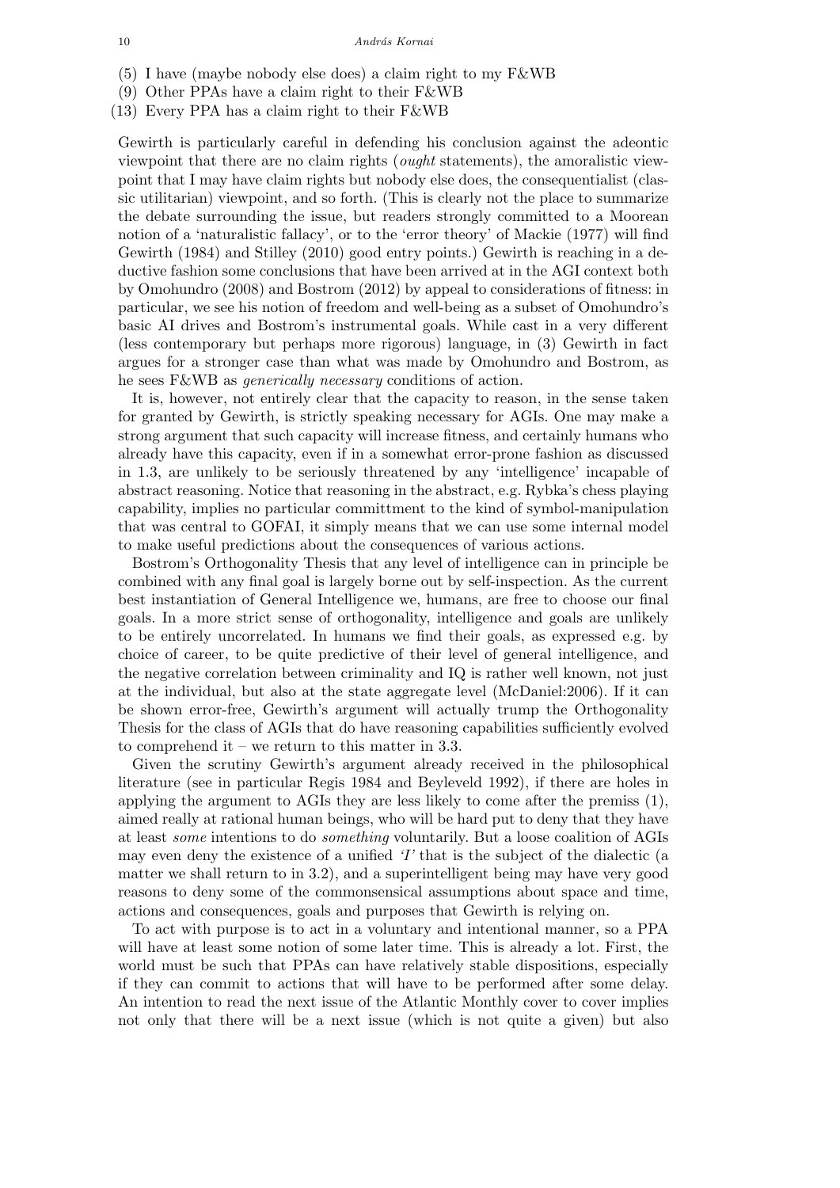(5) I have (maybe nobody else does) a claim right to my F&WB
(9) Other PPAs have a claim right to their F&WB
(13) Every PPA has a claim right to their F&WB

Gewirth is particularly careful in defending his conclusion against the adeontic viewpoint that there are no claim rights (*ought* statements), the amoralistic viewpoint that I may have claim rights but nobody else does, the consequentialist (classic utilitarian) viewpoint, and so forth. (This is clearly not the place to summarize the debate surrounding the issue, but readers strongly committed to a Moorean notion of a 'naturalistic fallacy', or to the 'error theory' of Mackie (1977) will find Gewirth (1984) and Stilley (2010) good entry points.) Gewirth is reaching in a deductive fashion some conclusions that have been arrived at in the AGI context both by Omohundro (2008) and Bostrom (2012) by appeal to considerations of fitness: in particular, we see his notion of freedom and well-being as a subset of Omohundro's basic AI drives and Bostrom's instrumental goals. While cast in a very different (less contemporary but perhaps more rigorous) language, in (3) Gewirth in fact argues for a stronger case than what was made by Omohundro and Bostrom, as he sees F&WB as *generically necessary* conditions of action.

It is, however, not entirely clear that the capacity to reason, in the sense taken for granted by Gewirth, is strictly speaking necessary for AGIs. One may make a strong argument that such capacity will increase fitness, and certainly humans who already have this capacity, even if in a somewhat error-prone fashion as discussed in 1.3, are unlikely to be seriously threatened by any 'intelligence' incapable of abstract reasoning. Notice that reasoning in the abstract, e.g. Rybka's chess playing capability, implies no particular committment to the kind of symbol-manipulation that was central to GOFAI, it simply means that we can use some internal model to make useful predictions about the consequences of various actions.

Bostrom's Orthogonality Thesis that any level of intelligence can in principle be combined with any final goal is largely borne out by self-inspection. As the current best instantiation of General Intelligence we, humans, are free to choose our final goals. In a more strict sense of orthogonality, intelligence and goals are unlikely to be entirely uncorrelated. In humans we find their goals, as expressed e.g. by choice of career, to be quite predictive of their level of general intelligence, and the negative correlation between criminality and IQ is rather well known, not just at the individual, but also at the state aggregate level (McDaniel:2006). If it can be shown error-free, Gewirth's argument will actually trump the Orthogonality Thesis for the class of AGIs that do have reasoning capabilities sufficiently evolved to comprehend it – we return to this matter in 3.3.

Given the scrutiny Gewirth's argument already received in the philosophical literature (see in particular Regis 1984 and Beyleveld 1992), if there are holes in applying the argument to AGIs they are less likely to come after the premiss (1), aimed really at rational human beings, who will be hard put to deny that they have at least *some* intentions to do *something* voluntarily. But a loose coalition of AGIs may even deny the existence of a unified *'I'* that is the subject of the dialectic (a matter we shall return to in 3.2), and a superintelligent being may have very good reasons to deny some of the commonsensical assumptions about space and time, actions and consequences, goals and purposes that Gewirth is relying on.

To act with purpose is to act in a voluntary and intentional manner, so a PPA will have at least some notion of some later time. This is already a lot. First, the world must be such that PPAs can have relatively stable dispositions, especially if they can commit to actions that will have to be performed after some delay. An intention to read the next issue of the Atlantic Monthly cover to cover implies not only that there will be a next issue (which is not quite a given) but also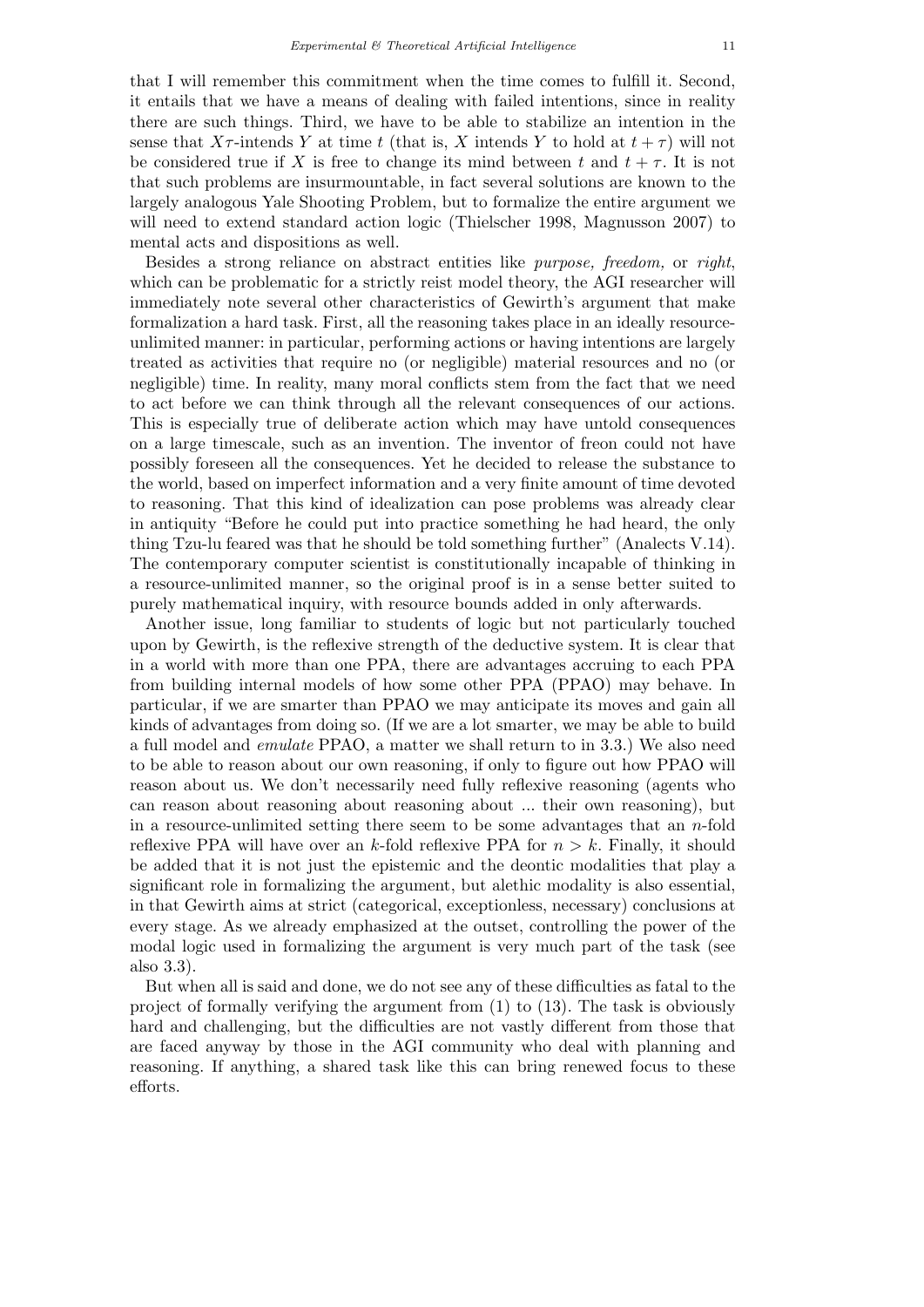that I will remember this commitment when the time comes to fulfill it. Second, it entails that we have a means of dealing with failed intentions, since in reality there are such things. Third, we have to be able to stabilize an intention in the sense that $X\tau$-intends $Y$ at time $t$ (that is, $X$ intends $Y$ to hold at $t + \tau$) will not be considered true if $X$ is free to change its mind between $t$ and $t + \tau$. It is not that such problems are insurmountable, in fact several solutions are known to the largely analogous Yale Shooting Problem, but to formalize the entire argument we will need to extend standard action logic (Thielscher 1998, Magnusson 2007) to mental acts and dispositions as well.

Besides a strong reliance on abstract entities like *purpose, freedom,* or *right*, which can be problematic for a strictly reist model theory, the AGI researcher will immediately note several other characteristics of Gewirth's argument that make formalization a hard task. First, all the reasoning takes place in an ideally resource-unlimited manner: in particular, performing actions or having intentions are largely treated as activities that require no (or negligible) material resources and no (or negligible) time. In reality, many moral conflicts stem from the fact that we need to act before we can think through all the relevant consequences of our actions. This is especially true of deliberate action which may have untold consequences on a large timescale, such as an invention. The inventor of freon could not have possibly foreseen all the consequences. Yet he decided to release the substance to the world, based on imperfect information and a very finite amount of time devoted to reasoning. That this kind of idealization can pose problems was already clear in antiquity "Before he could put into practice something he had heard, the only thing Tzu-lu feared was that he should be told something further" (Analects V.14). The contemporary computer scientist is constitutionally incapable of thinking in a resource-unlimited manner, so the original proof is in a sense better suited to purely mathematical inquiry, with resource bounds added in only afterwards.

Another issue, long familiar to students of logic but not particularly touched upon by Gewirth, is the reflexive strength of the deductive system. It is clear that in a world with more than one PPA, there are advantages accruing to each PPA from building internal models of how some other PPA (PPAO) may behave. In particular, if we are smarter than PPAO we may anticipate its moves and gain all kinds of advantages from doing so. (If we are a lot smarter, we may be able to build a full model and *emulate* PPAO, a matter we shall return to in 3.3.) We also need to be able to reason about our own reasoning, if only to figure out how PPAO will reason about us. We don't necessarily need fully reflexive reasoning (agents who can reason about reasoning about reasoning about ... their own reasoning), but in a resource-unlimited setting there seem to be some advantages that an $n$-fold reflexive PPA will have over an $k$-fold reflexive PPA for $n > k$. Finally, it should be added that it is not just the epistemic and the deontic modalities that play a significant role in formalizing the argument, but alethic modality is also essential, in that Gewirth aims at strict (categorical, exceptionless, necessary) conclusions at every stage. As we already emphasized at the outset, controlling the power of the modal logic used in formalizing the argument is very much part of the task (see also 3.3).

But when all is said and done, we do not see any of these difficulties as fatal to the project of formally verifying the argument from (1) to (13). The task is obviously hard and challenging, but the difficulties are not vastly different from those that are faced anyway by those in the AGI community who deal with planning and reasoning. If anything, a shared task like this can bring renewed focus to these efforts.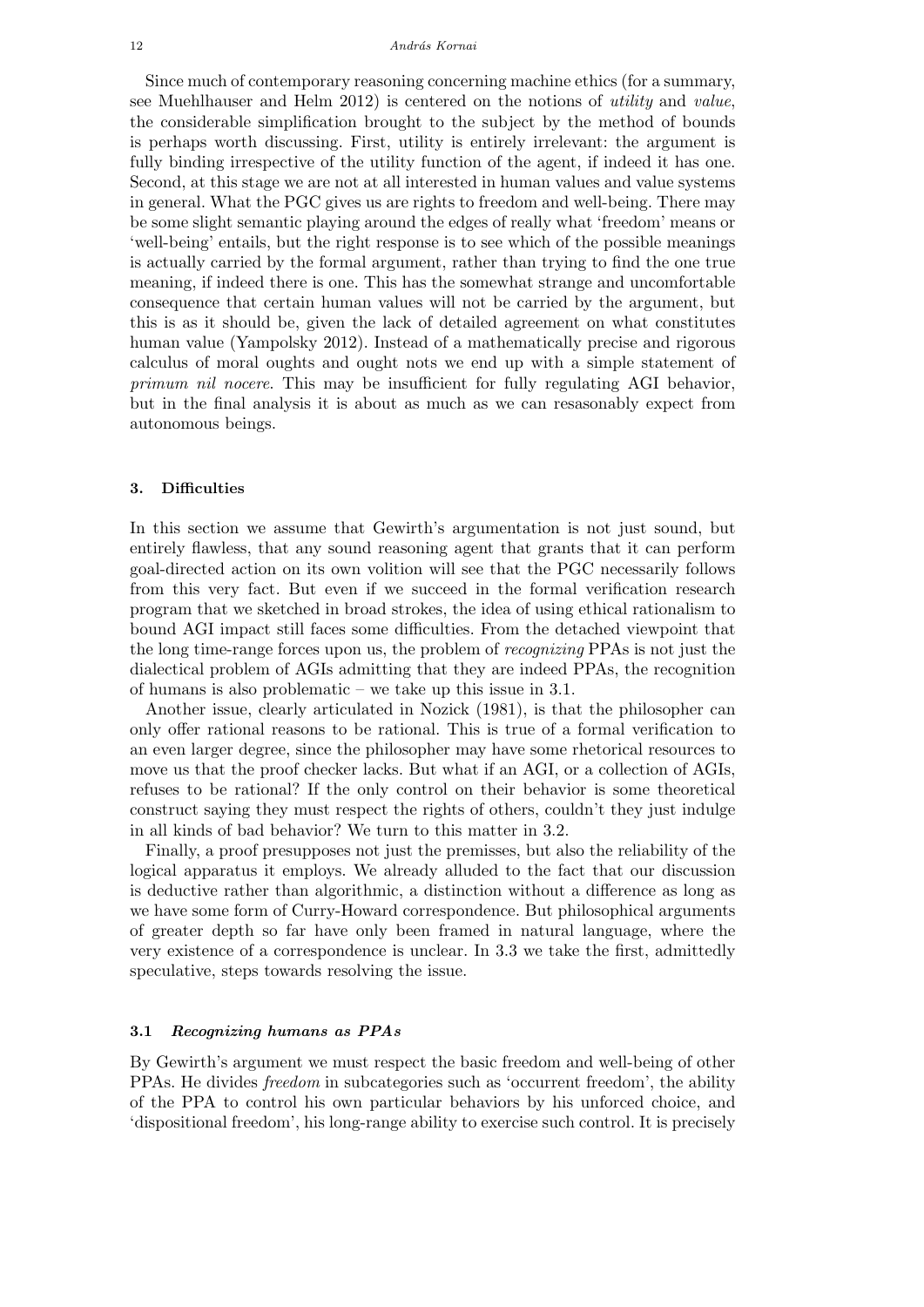Since much of contemporary reasoning concerning machine ethics (for a summary, see Muehlhauser and Helm 2012) is centered on the notions of *utility* and *value*, the considerable simplification brought to the subject by the method of bounds is perhaps worth discussing. First, utility is entirely irrelevant: the argument is fully binding irrespective of the utility function of the agent, if indeed it has one. Second, at this stage we are not at all interested in human values and value systems in general. What the PGC gives us are rights to freedom and well-being. There may be some slight semantic playing around the edges of really what 'freedom' means or 'well-being' entails, but the right response is to see which of the possible meanings is actually carried by the formal argument, rather than trying to find the one true meaning, if indeed there is one. This has the somewhat strange and uncomfortable consequence that certain human values will not be carried by the argument, but this is as it should be, given the lack of detailed agreement on what constitutes human value (Yampolsky 2012). Instead of a mathematically precise and rigorous calculus of moral oughts and ought nots we end up with a simple statement of *primum nil nocere*. This may be insufficient for fully regulating AGI behavior, but in the final analysis it is about as much as we can resasonably expect from autonomous beings.

## 3. Difficulties

In this section we assume that Gewirth's argumentation is not just sound, but entirely flawless, that any sound reasoning agent that grants that it can perform goal-directed action on its own volition will see that the PGC necessarily follows from this very fact. But even if we succeed in the formal verification research program that we sketched in broad strokes, the idea of using ethical rationalism to bound AGI impact still faces some difficulties. From the detached viewpoint that the long time-range forces upon us, the problem of *recognizing* PPAs is not just the dialectical problem of AGIs admitting that they are indeed PPAs, the recognition of humans is also problematic – we take up this issue in 3.1.

Another issue, clearly articulated in Nozick (1981), is that the philosopher can only offer rational reasons to be rational. This is true of a formal verification to an even larger degree, since the philosopher may have some rhetorical resources to move us that the proof checker lacks. But what if an AGI, or a collection of AGIs, refuses to be rational? If the only control on their behavior is some theoretical construct saying they must respect the rights of others, couldn't they just indulge in all kinds of bad behavior? We turn to this matter in 3.2.

Finally, a proof presupposes not just the premisses, but also the reliability of the logical apparatus it employs. We already alluded to the fact that our discussion is deductive rather than algorithmic, a distinction without a difference as long as we have some form of Curry-Howard correspondence. But philosophical arguments of greater depth so far have only been framed in natural language, where the very existence of a correspondence is unclear. In 3.3 we take the first, admittedly speculative, steps towards resolving the issue.

### 3.1 *Recognizing humans as PPAs*

By Gewirth's argument we must respect the basic freedom and well-being of other PPAs. He divides *freedom* in subcategories such as 'occurrent freedom', the ability of the PPA to control his own particular behaviors by his unforced choice, and 'dispositional freedom', his long-range ability to exercise such control. It is precisely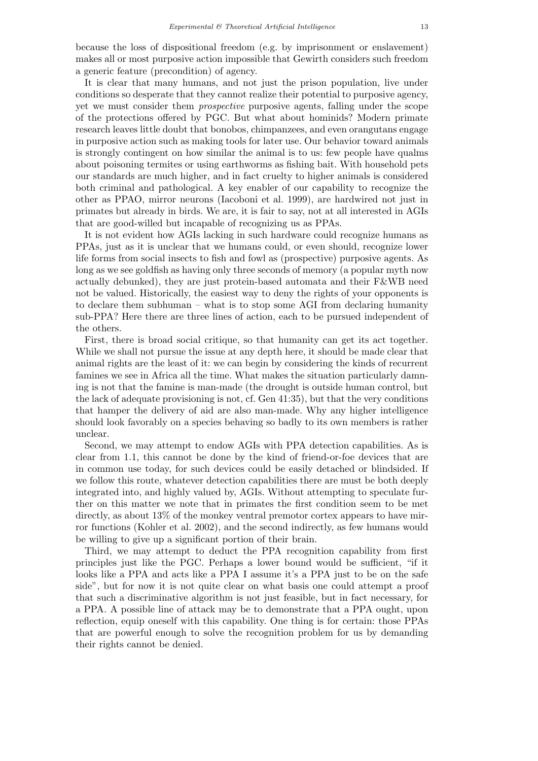because the loss of dispositional freedom (e.g. by imprisonment or enslavement) makes all or most purposive action impossible that Gewirth considers such freedom a generic feature (precondition) of agency.

It is clear that many humans, and not just the prison population, live under conditions so desperate that they cannot realize their potential to purposive agency, yet we must consider them *prospective* purposive agents, falling under the scope of the protections offered by PGC. But what about hominids? Modern primate research leaves little doubt that bonobos, chimpanzees, and even orangutans engage in purposive action such as making tools for later use. Our behavior toward animals is strongly contingent on how similar the animal is to us: few people have qualms about poisoning termites or using earthworms as fishing bait. With household pets our standards are much higher, and in fact cruelty to higher animals is considered both criminal and pathological. A key enabler of our capability to recognize the other as PPAO, mirror neurons (Iacoboni et al. 1999), are hardwired not just in primates but already in birds. We are, it is fair to say, not at all interested in AGIs that are good-willed but incapable of recognizing us as PPAs.

It is not evident how AGIs lacking in such hardware could recognize humans as PPAs, just as it is unclear that we humans could, or even should, recognize lower life forms from social insects to fish and fowl as (prospective) purposive agents. As long as we see goldfish as having only three seconds of memory (a popular myth now actually debunked), they are just protein-based automata and their F&WB need not be valued. Historically, the easiest way to deny the rights of your opponents is to declare them subhuman – what is to stop some AGI from declaring humanity sub-PPA? Here there are three lines of action, each to be pursued independent of the others.

First, there is broad social critique, so that humanity can get its act together. While we shall not pursue the issue at any depth here, it should be made clear that animal rights are the least of it: we can begin by considering the kinds of recurrent famines we see in Africa all the time. What makes the situation particularly damning is not that the famine is man-made (the drought is outside human control, but the lack of adequate provisioning is not, cf. Gen 41:35), but that the very conditions that hamper the delivery of aid are also man-made. Why any higher intelligence should look favorably on a species behaving so badly to its own members is rather unclear.

Second, we may attempt to endow AGIs with PPA detection capabilities. As is clear from 1.1, this cannot be done by the kind of friend-or-foe devices that are in common use today, for such devices could be easily detached or blindsided. If we follow this route, whatever detection capabilities there are must be both deeply integrated into, and highly valued by, AGIs. Without attempting to speculate further on this matter we note that in primates the first condition seem to be met directly, as about 13% of the monkey ventral premotor cortex appears to have mirror functions (Kohler et al. 2002), and the second indirectly, as few humans would be willing to give up a significant portion of their brain.

Third, we may attempt to deduct the PPA recognition capability from first principles just like the PGC. Perhaps a lower bound would be sufficient, "if it looks like a PPA and acts like a PPA I assume it's a PPA just to be on the safe side", but for now it is not quite clear on what basis one could attempt a proof that such a discriminative algorithm is not just feasible, but in fact necessary, for a PPA. A possible line of attack may be to demonstrate that a PPA ought, upon reflection, equip oneself with this capability. One thing is for certain: those PPAs that are powerful enough to solve the recognition problem for us by demanding their rights cannot be denied.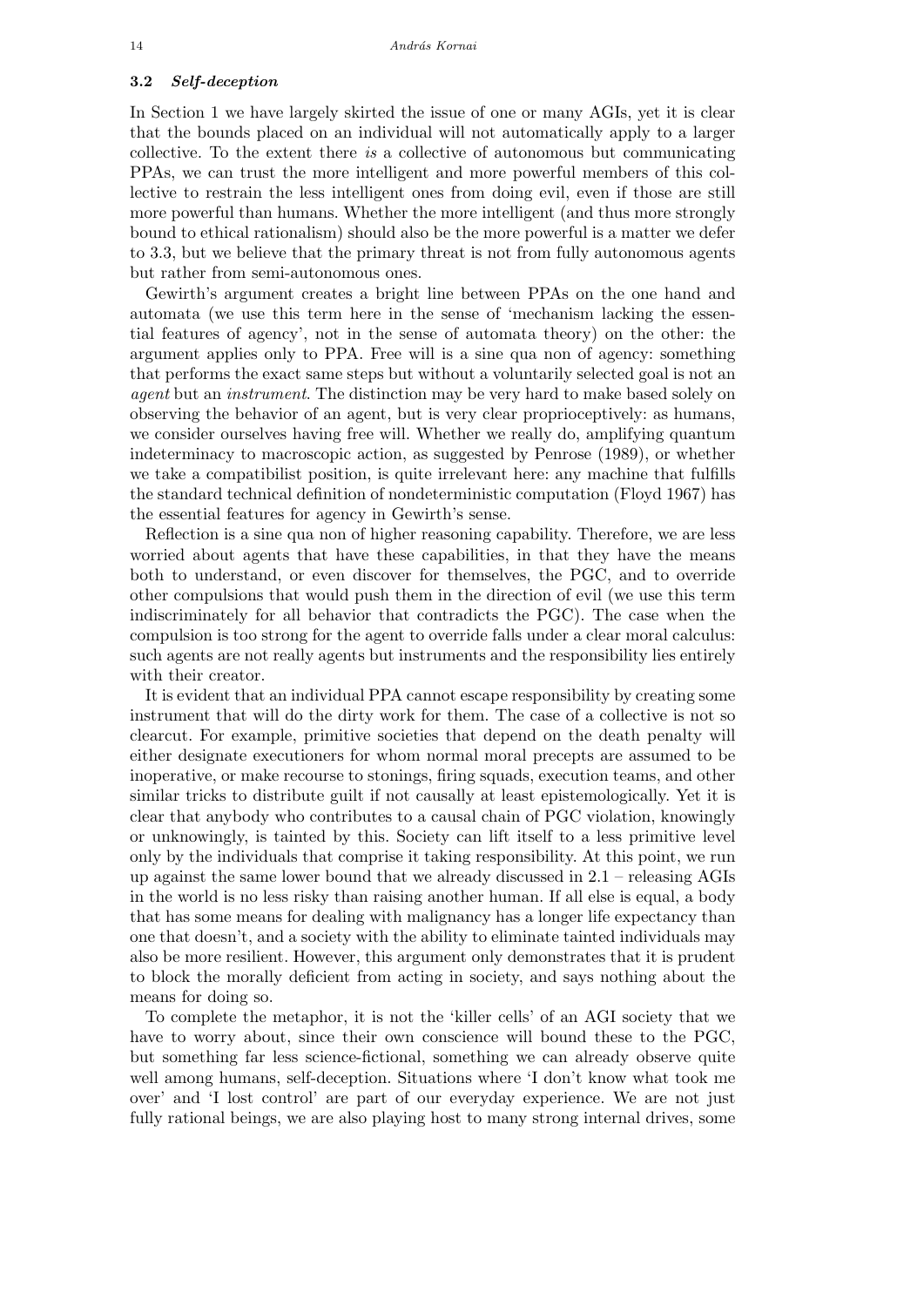### 3.2 *Self-deception*

In Section 1 we have largely skirted the issue of one or many AGIs, yet it is clear that the bounds placed on an individual will not automatically apply to a larger collective. To the extent there *is* a collective of autonomous but communicating PPAs, we can trust the more intelligent and more powerful members of this collective to restrain the less intelligent ones from doing evil, even if those are still more powerful than humans. Whether the more intelligent (and thus more strongly bound to ethical rationalism) should also be the more powerful is a matter we defer to 3.3, but we believe that the primary threat is not from fully autonomous agents but rather from semi-autonomous ones.

Gewirth's argument creates a bright line between PPAs on the one hand and automata (we use this term here in the sense of 'mechanism lacking the essential features of agency', not in the sense of automata theory) on the other: the argument applies only to PPA. Free will is a sine qua non of agency: something that performs the exact same steps but without a voluntarily selected goal is not an *agent* but an *instrument*. The distinction may be very hard to make based solely on observing the behavior of an agent, but is very clear proprioceptively: as humans, we consider ourselves having free will. Whether we really do, amplifying quantum indeterminacy to macroscopic action, as suggested by Penrose (1989), or whether we take a compatibilist position, is quite irrelevant here: any machine that fulfills the standard technical definition of nondeterministic computation (Floyd 1967) has the essential features for agency in Gewirth's sense.

Reflection is a sine qua non of higher reasoning capability. Therefore, we are less worried about agents that have these capabilities, in that they have the means both to understand, or even discover for themselves, the PGC, and to override other compulsions that would push them in the direction of evil (we use this term indiscriminately for all behavior that contradicts the PGC). The case when the compulsion is too strong for the agent to override falls under a clear moral calculus: such agents are not really agents but instruments and the responsibility lies entirely with their creator.

It is evident that an individual PPA cannot escape responsibility by creating some instrument that will do the dirty work for them. The case of a collective is not so clearcut. For example, primitive societies that depend on the death penalty will either designate executioners for whom normal moral precepts are assumed to be inoperative, or make recourse to stonings, firing squads, execution teams, and other similar tricks to distribute guilt if not causally at least epistemologically. Yet it is clear that anybody who contributes to a causal chain of PGC violation, knowingly or unknowingly, is tainted by this. Society can lift itself to a less primitive level only by the individuals that comprise it taking responsibility. At this point, we run up against the same lower bound that we already discussed in 2.1 – releasing AGIs in the world is no less risky than raising another human. If all else is equal, a body that has some means for dealing with malignancy has a longer life expectancy than one that doesn't, and a society with the ability to eliminate tainted individuals may also be more resilient. However, this argument only demonstrates that it is prudent to block the morally deficient from acting in society, and says nothing about the means for doing so.

To complete the metaphor, it is not the 'killer cells' of an AGI society that we have to worry about, since their own conscience will bound these to the PGC, but something far less science-fictional, something we can already observe quite well among humans, self-deception. Situations where 'I don't know what took me over' and 'I lost control' are part of our everyday experience. We are not just fully rational beings, we are also playing host to many strong internal drives, some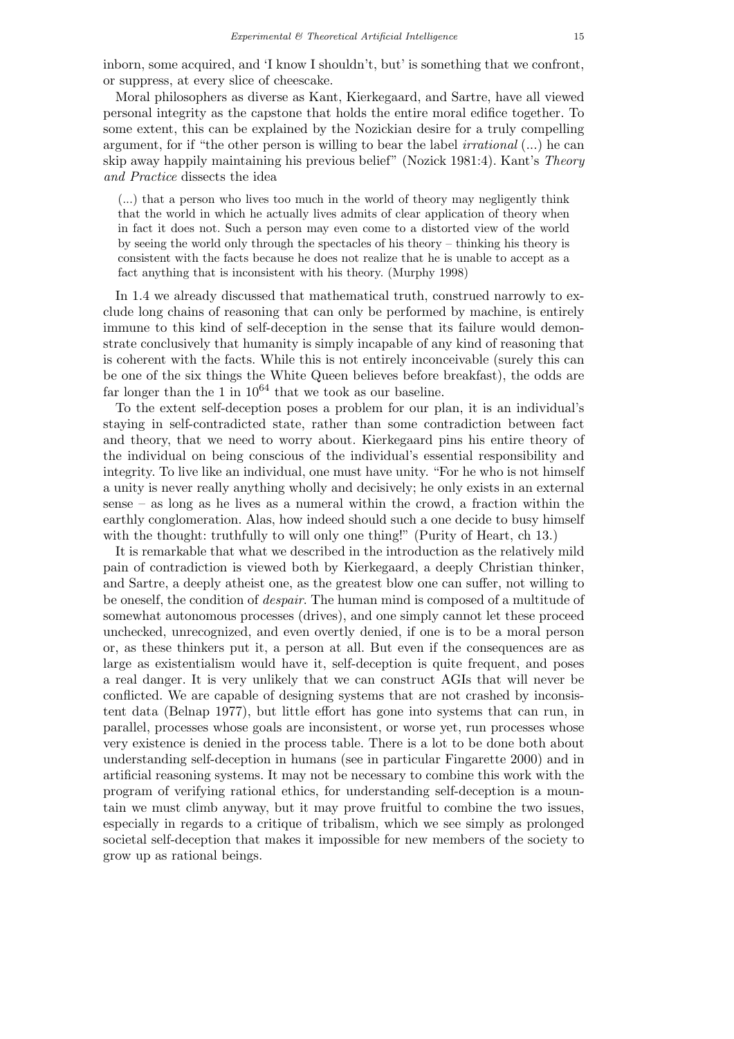inborn, some acquired, and 'I know I shouldn't, but' is something that we confront, or suppress, at every slice of cheescake.

Moral philosophers as diverse as Kant, Kierkegaard, and Sartre, have all viewed personal integrity as the capstone that holds the entire moral edifice together. To some extent, this can be explained by the Nozickian desire for a truly compelling argument, for if "the other person is willing to bear the label *irrational* (...) he can skip away happily maintaining his previous belief" (Nozick 1981:4). Kant's *Theory and Practice* dissects the idea

> (...) that a person who lives too much in the world of theory may negligently think that the world in which he actually lives admits of clear application of theory when in fact it does not. Such a person may even come to a distorted view of the world by seeing the world only through the spectacles of his theory – thinking his theory is consistent with the facts because he does not realize that he is unable to accept as a fact anything that is inconsistent with his theory. (Murphy 1998)

In 1.4 we already discussed that mathematical truth, construed narrowly to exclude long chains of reasoning that can only be performed by machine, is entirely immune to this kind of self-deception in the sense that its failure would demonstrate conclusively that humanity is simply incapable of any kind of reasoning that is coherent with the facts. While this is not entirely inconceivable (surely this can be one of the six things the White Queen believes before breakfast), the odds are far longer than the 1 in $10^{64}$ that we took as our baseline.

To the extent self-deception poses a problem for our plan, it is an individual's staying in self-contradicted state, rather than some contradiction between fact and theory, that we need to worry about. Kierkegaard pins his entire theory of the individual on being conscious of the individual's essential responsibility and integrity. To live like an individual, one must have unity. "For he who is not himself a unity is never really anything wholly and decisively; he only exists in an external sense – as long as he lives as a numeral within the crowd, a fraction within the earthly conglomeration. Alas, how indeed should such a one decide to busy himself with the thought: truthfully to will only one thing!" (Purity of Heart, ch 13.)

It is remarkable that what we described in the introduction as the relatively mild pain of contradiction is viewed both by Kierkegaard, a deeply Christian thinker, and Sartre, a deeply atheist one, as the greatest blow one can suffer, not willing to be oneself, the condition of *despair*. The human mind is composed of a multitude of somewhat autonomous processes (drives), and one simply cannot let these proceed unchecked, unrecognized, and even overtly denied, if one is to be a moral person or, as these thinkers put it, a person at all. But even if the consequences are as large as existentialism would have it, self-deception is quite frequent, and poses a real danger. It is very unlikely that we can construct AGIs that will never be conflicted. We are capable of designing systems that are not crashed by inconsistent data (Belnap 1977), but little effort has gone into systems that can run, in parallel, processes whose goals are inconsistent, or worse yet, run processes whose very existence is denied in the process table. There is a lot to be done both about understanding self-deception in humans (see in particular Fingarette 2000) and in artificial reasoning systems. It may not be necessary to combine this work with the program of verifying rational ethics, for understanding self-deception is a mountain we must climb anyway, but it may prove fruitful to combine the two issues, especially in regards to a critique of tribalism, which we see simply as prolonged societal self-deception that makes it impossible for new members of the society to grow up as rational beings.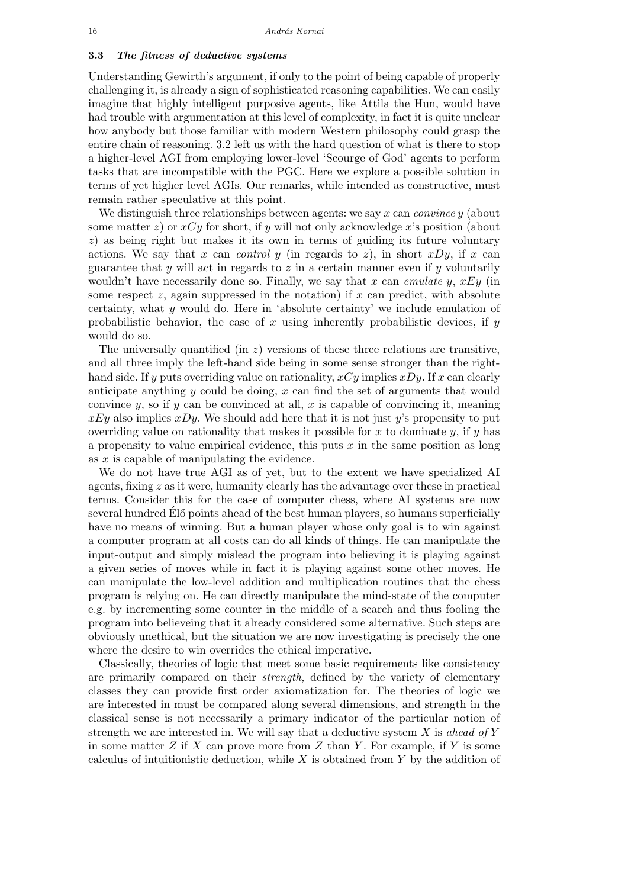### 3.3 *The fitness of deductive systems*

Understanding Gewirth's argument, if only to the point of being capable of properly challenging it, is already a sign of sophisticated reasoning capabilities. We can easily imagine that highly intelligent purposive agents, like Attila the Hun, would have had trouble with argumentation at this level of complexity, in fact it is quite unclear how anybody but those familiar with modern Western philosophy could grasp the entire chain of reasoning. 3.2 left us with the hard question of what is there to stop a higher-level AGI from employing lower-level 'Scourge of God' agents to perform tasks that are incompatible with the PGC. Here we explore a possible solution in terms of yet higher level AGIs. Our remarks, while intended as constructive, must remain rather speculative at this point.

We distinguish three relationships between agents: we say $x$ can *convince* $y$ (about some matter $z$) or $xCy$ for short, if $y$ will not only acknowledge $x$'s position (about $z$) as being right but makes it its own in terms of guiding its future voluntary actions. We say that $x$ can *control* $y$ (in regards to $z$), in short $xDy$, if $x$ can guarantee that $y$ will act in regards to $z$ in a certain manner even if $y$ voluntarily wouldn't have necessarily done so. Finally, we say that $x$ can *emulate* $y$, $xEy$ (in some respect $z$, again suppressed in the notation) if $x$ can predict, with absolute certainty, what $y$ would do. Here in 'absolute certainty' we include emulation of probabilistic behavior, the case of $x$ using inherently probabilistic devices, if $y$ would do so.

The universally quantified (in $z$) versions of these three relations are transitive, and all three imply the left-hand side being in some sense stronger than the right-hand side. If $y$ puts overriding value on rationality, $xCy$ implies $xDy$. If $x$ can clearly anticipate anything $y$ could be doing, $x$ can find the set of arguments that would convince $y$, so if $y$ can be convinced at all, $x$ is capable of convincing it, meaning $xEy$ also implies $xDy$. We should add here that it is not just $y$'s propensity to put overriding value on rationality that makes it possible for $x$ to dominate $y$, if $y$ has a propensity to value empirical evidence, this puts $x$ in the same position as long as $x$ is capable of manipulating the evidence.

We do not have true AGI as of yet, but to the extent we have specialized AI agents, fixing $z$ as it were, humanity clearly has the advantage over these in practical terms. Consider this for the case of computer chess, where AI systems are now several hundred Élő points ahead of the best human players, so humans superficially have no means of winning. But a human player whose only goal is to win against a computer program at all costs can do all kinds of things. He can manipulate the input-output and simply mislead the program into believing it is playing against a given series of moves while in fact it is playing against some other moves. He can manipulate the low-level addition and multiplication routines that the chess program is relying on. He can directly manipulate the mind-state of the computer e.g. by incrementing some counter in the middle of a search and thus fooling the program into believeing that it already considered some alternative. Such steps are obviously unethical, but the situation we are now investigating is precisely the one where the desire to win overrides the ethical imperative.

Classically, theories of logic that meet some basic requirements like consistency are primarily compared on their *strength,* defined by the variety of elementary classes they can provide first order axiomatization for. The theories of logic we are interested in must be compared along several dimensions, and strength in the classical sense is not necessarily a primary indicator of the particular notion of strength we are interested in. We will say that a deductive system $X$ is *ahead of* $Y$ in some matter $Z$ if $X$ can prove more from $Z$ than $Y$. For example, if $Y$ is some calculus of intuitionistic deduction, while $X$ is obtained from $Y$ by the addition of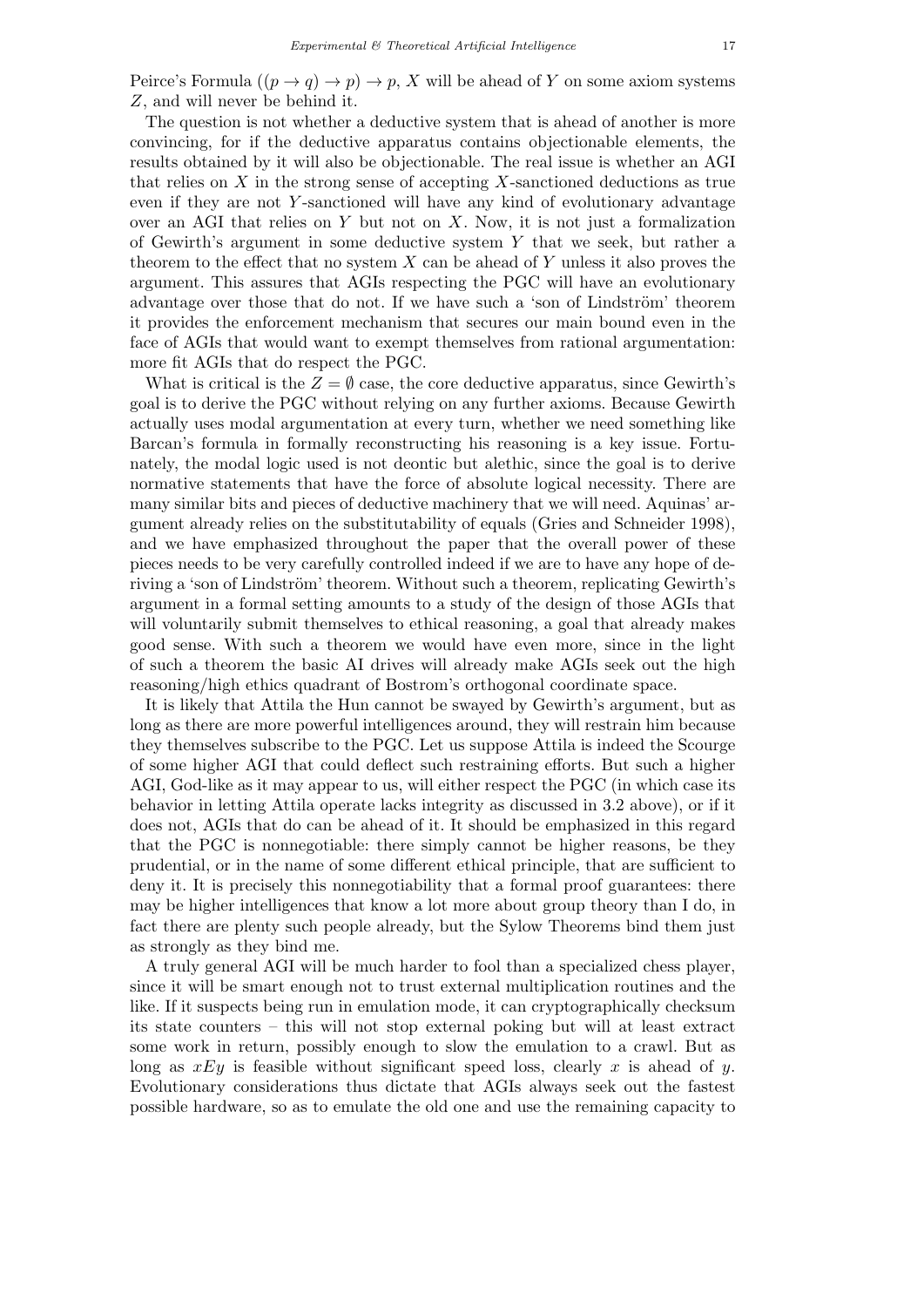Peirce's Formula $((p \rightarrow q) \rightarrow p) \rightarrow p$, $X$ will be ahead of $Y$ on some axiom systems $Z$, and will never be behind it.

The question is not whether a deductive system that is ahead of another is more convincing, for if the deductive apparatus contains objectionable elements, the results obtained by it will also be objectionable. The real issue is whether an AGI that relies on $X$ in the strong sense of accepting $X$-sanctioned deductions as true even if they are not $Y$-sanctioned will have any kind of evolutionary advantage over an AGI that relies on $Y$ but not on $X$. Now, it is not just a formalization of Gewirth's argument in some deductive system $Y$ that we seek, but rather a theorem to the effect that no system $X$ can be ahead of $Y$ unless it also proves the argument. This assures that AGIs respecting the PGC will have an evolutionary advantage over those that do not. If we have such a 'son of Lindström' theorem it provides the enforcement mechanism that secures our main bound even in the face of AGIs that would want to exempt themselves from rational argumentation: more fit AGIs that do respect the PGC.

What is critical is the $Z = \emptyset$ case, the core deductive apparatus, since Gewirth's goal is to derive the PGC without relying on any further axioms. Because Gewirth actually uses modal argumentation at every turn, whether we need something like Barcan's formula in formally reconstructing his reasoning is a key issue. Fortunately, the modal logic used is not deontic but alethic, since the goal is to derive normative statements that have the force of absolute logical necessity. There are many similar bits and pieces of deductive machinery that we will need. Aquinas' argument already relies on the substitutability of equals (Gries and Schneider 1998), and we have emphasized throughout the paper that the overall power of these pieces needs to be very carefully controlled indeed if we are to have any hope of deriving a 'son of Lindström' theorem. Without such a theorem, replicating Gewirth's argument in a formal setting amounts to a study of the design of those AGIs that will voluntarily submit themselves to ethical reasoning, a goal that already makes good sense. With such a theorem we would have even more, since in the light of such a theorem the basic AI drives will already make AGIs seek out the high reasoning/high ethics quadrant of Bostrom's orthogonal coordinate space.

It is likely that Attila the Hun cannot be swayed by Gewirth's argument, but as long as there are more powerful intelligences around, they will restrain him because they themselves subscribe to the PGC. Let us suppose Attila is indeed the Scourge of some higher AGI that could deflect such restraining efforts. But such a higher AGI, God-like as it may appear to us, will either respect the PGC (in which case its behavior in letting Attila operate lacks integrity as discussed in 3.2 above), or if it does not, AGIs that do can be ahead of it. It should be emphasized in this regard that the PGC is nonnegotiable: there simply cannot be higher reasons, be they prudential, or in the name of some different ethical principle, that are sufficient to deny it. It is precisely this nonnegotiability that a formal proof guarantees: there may be higher intelligences that know a lot more about group theory than I do, in fact there are plenty such people already, but the Sylow Theorems bind them just as strongly as they bind me.

A truly general AGI will be much harder to fool than a specialized chess player, since it will be smart enough not to trust external multiplication routines and the like. If it suspects being run in emulation mode, it can cryptographically checksum its state counters – this will not stop external poking but will at least extract some work in return, possibly enough to slow the emulation to a crawl. But as long as $xEy$ is feasible without significant speed loss, clearly $x$ is ahead of $y$. Evolutionary considerations thus dictate that AGIs always seek out the fastest possible hardware, so as to emulate the old one and use the remaining capacity to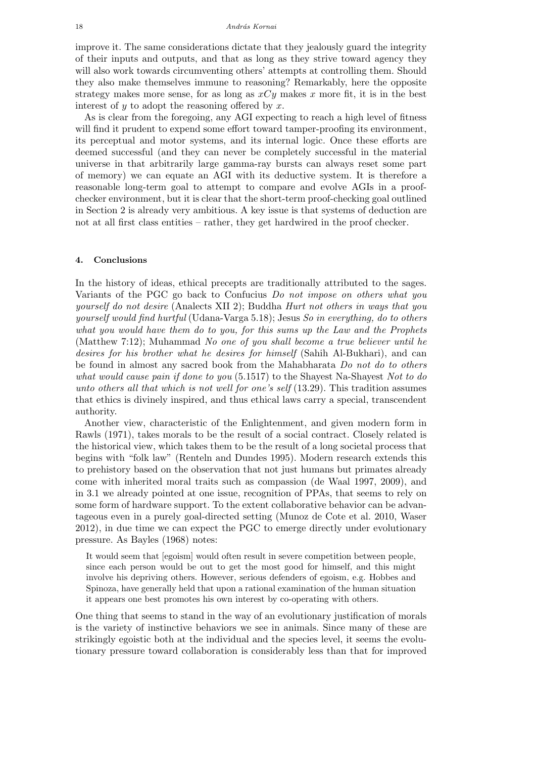improve it. The same considerations dictate that they jealously guard the integrity of their inputs and outputs, and that as long as they strive toward agency they will also work towards circumventing others' attempts at controlling them. Should they also make themselves immune to reasoning? Remarkably, here the opposite strategy makes more sense, for as long as $xCy$ makes $x$ more fit, it is in the best interest of $y$ to adopt the reasoning offered by $x$.

As is clear from the foregoing, any AGI expecting to reach a high level of fitness will find it prudent to expend some effort toward tamper-proofing its environment, its perceptual and motor systems, and its internal logic. Once these efforts are deemed successful (and they can never be completely successful in the material universe in that arbitrarily large gamma-ray bursts can always reset some part of memory) we can equate an AGI with its deductive system. It is therefore a reasonable long-term goal to attempt to compare and evolve AGIs in a proof-checker environment, but it is clear that the short-term proof-checking goal outlined in Section 2 is already very ambitious. A key issue is that systems of deduction are not at all first class entities – rather, they get hardwired in the proof checker.

## 4. Conclusions

In the history of ideas, ethical precepts are traditionally attributed to the sages. Variants of the PGC go back to Confucius *Do not impose on others what you yourself do not desire* (Analects XII 2); Buddha *Hurt not others in ways that you yourself would find hurtful* (Udana-Varga 5.18); Jesus *So in everything, do to others what you would have them do to you, for this sums up the Law and the Prophets* (Matthew 7:12); Muhammad *No one of you shall become a true believer until he desires for his brother what he desires for himself* (Sahih Al-Bukhari), and can be found in almost any sacred book from the Mahabharata *Do not do to others what would cause pain if done to you* (5.1517) to the Shayest Na-Shayest *Not to do unto others all that which is not well for one's self* (13.29). This tradition assumes that ethics is divinely inspired, and thus ethical laws carry a special, transcendent authority.

Another view, characteristic of the Enlightenment, and given modern form in Rawls (1971), takes morals to be the result of a social contract. Closely related is the historical view, which takes them to be the result of a long societal process that begins with "folk law" (Renteln and Dundes 1995). Modern research extends this to prehistory based on the observation that not just humans but primates already come with inherited moral traits such as compassion (de Waal 1997, 2009), and in 3.1 we already pointed at one issue, recognition of PPAs, that seems to rely on some form of hardware support. To the extent collaborative behavior can be advantageous even in a purely goal-directed setting (Munoz de Cote et al. 2010, Waser 2012), in due time we can expect the PGC to emerge directly under evolutionary pressure. As Bayles (1968) notes:

> It would seem that [egoism] would often result in severe competition between people, since each person would be out to get the most good for himself, and this might involve his depriving others. However, serious defenders of egoism, e.g. Hobbes and Spinoza, have generally held that upon a rational examination of the human situation it appears one best promotes his own interest by co-operating with others.

One thing that seems to stand in the way of an evolutionary justification of morals is the variety of instinctive behaviors we see in animals. Since many of these are strikingly egoistic both at the individual and the species level, it seems the evolutionary pressure toward collaboration is considerably less than that for improved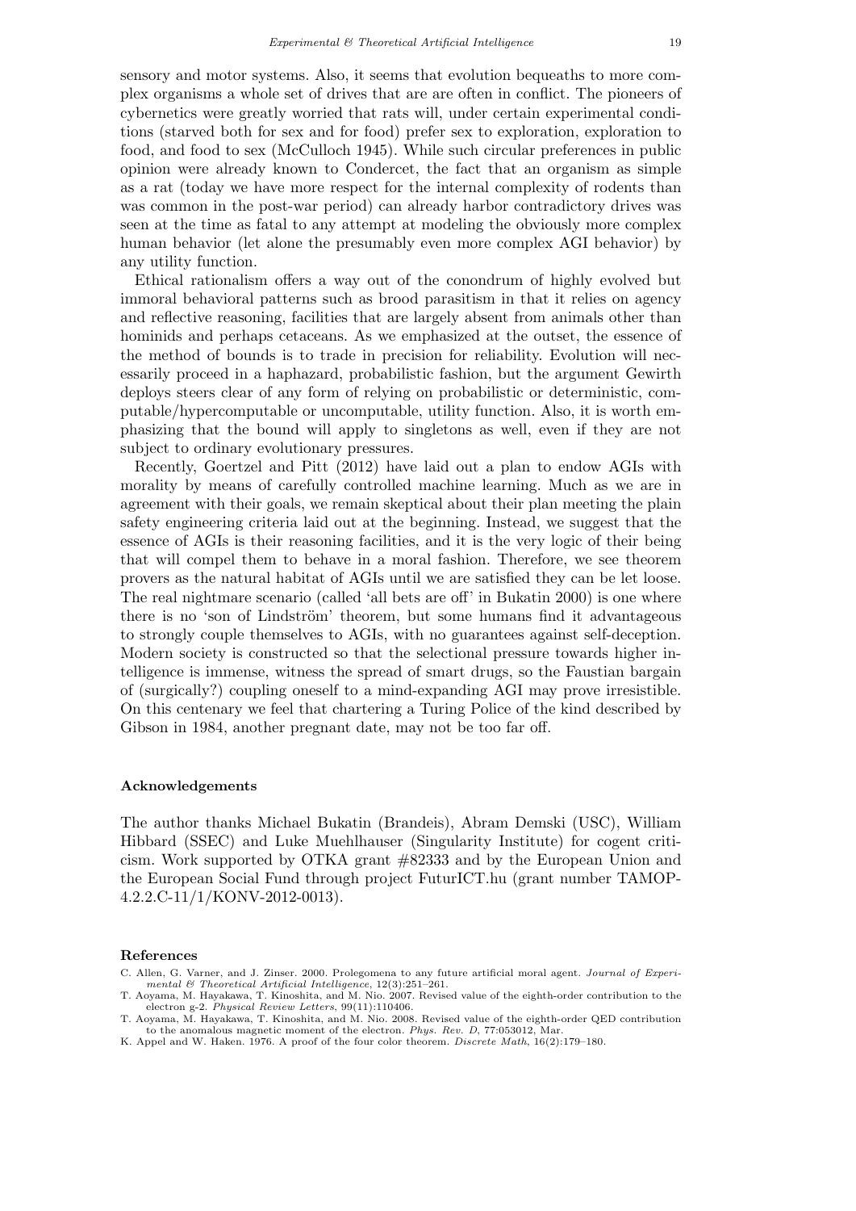sensory and motor systems. Also, it seems that evolution bequeaths to more complex organisms a whole set of drives that are are often in conflict. The pioneers of cybernetics were greatly worried that rats will, under certain experimental conditions (starved both for sex and for food) prefer sex to exploration, exploration to food, and food to sex (McCulloch 1945). While such circular preferences in public opinion were already known to Condercet, the fact that an organism as simple as a rat (today we have more respect for the internal complexity of rodents than was common in the post-war period) can already harbor contradictory drives was seen at the time as fatal to any attempt at modeling the obviously more complex human behavior (let alone the presumably even more complex AGI behavior) by any utility function.

Ethical rationalism offers a way out of the conondrum of highly evolved but immoral behavioral patterns such as brood parasitism in that it relies on agency and reflective reasoning, facilities that are largely absent from animals other than hominids and perhaps cetaceans. As we emphasized at the outset, the essence of the method of bounds is to trade in precision for reliability. Evolution will necessarily proceed in a haphazard, probabilistic fashion, but the argument Gewirth deploys steers clear of any form of relying on probabilistic or deterministic, computable/hypercomputable or uncomputable, utility function. Also, it is worth emphasizing that the bound will apply to singletons as well, even if they are not subject to ordinary evolutionary pressures.

Recently, Goertzel and Pitt (2012) have laid out a plan to endow AGIs with morality by means of carefully controlled machine learning. Much as we are in agreement with their goals, we remain skeptical about their plan meeting the plain safety engineering criteria laid out at the beginning. Instead, we suggest that the essence of AGIs is their reasoning facilities, and it is the very logic of their being that will compel them to behave in a moral fashion. Therefore, we see theorem provers as the natural habitat of AGIs until we are satisfied they can be let loose. The real nightmare scenario (called 'all bets are off' in Bukatin 2000) is one where there is no 'son of Lindström' theorem, but some humans find it advantageous to strongly couple themselves to AGIs, with no guarantees against self-deception. Modern society is constructed so that the selectional pressure towards higher intelligence is immense, witness the spread of smart drugs, so the Faustian bargain of (surgically?) coupling oneself to a mind-expanding AGI may prove irresistible. On this centenary we feel that chartering a Turing Police of the kind described by Gibson in 1984, another pregnant date, may not be too far off.

### Acknowledgements

The author thanks Michael Bukatin (Brandeis), Abram Demski (USC), William Hibbard (SSEC) and Luke Muehlhauser (Singularity Institute) for cogent criticism. Work supported by OTKA grant #82333 and by the European Union and the European Social Fund through project FuturICT.hu (grant number TAMOP-4.2.2.C-11/1/KONV-2012-0013).

### References

C. Allen, G. Varner, and J. Zinser. 2000. Prolegomena to any future artificial moral agent. *Journal of Experimental & Theoretical Artificial Intelligence*, 12(3):251–261.

T. Aoyama, M. Hayakawa, T. Kinoshita, and M. Nio. 2007. Revised value of the eighth-order contribution to the electron g-2. *Physical Review Letters*, 99(11):110406.

T. Aoyama, M. Hayakawa, T. Kinoshita, and M. Nio. 2008. Revised value of the eighth-order QED contribution to the anomalous magnetic moment of the electron. *Phys. Rev. D*, 77:053012, Mar.

K. Appel and W. Haken. 1976. A proof of the four color theorem. *Discrete Math*, 16(2):179–180.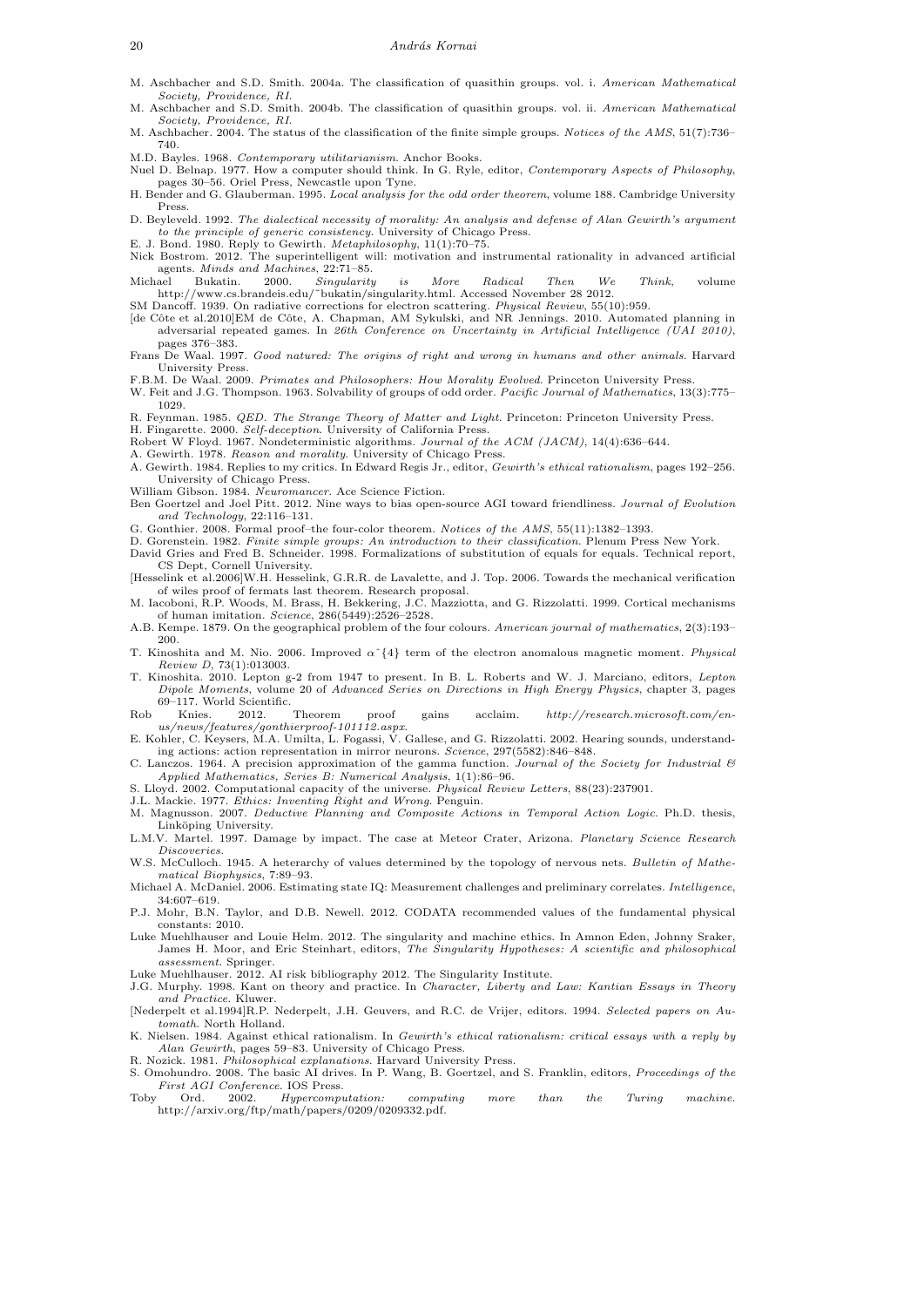M. Aschbacher and S.D. Smith. 2004a. The classification of quasithin groups. vol. i. *American Mathematical Society, Providence, RI*.

M. Aschbacher and S.D. Smith. 2004b. The classification of quasithin groups. vol. ii. *American Mathematical Society, Providence, RI*.

M. Aschbacher. 2004. The status of the classification of the finite simple groups. *Notices of the AMS*, 51(7):736–740.

M.D. Bayles. 1968. *Contemporary utilitarianism*. Anchor Books.

Nuel D. Belnap. 1977. How a computer should think. In G. Ryle, editor, *Contemporary Aspects of Philosophy*, pages 30–56. Oriel Press, Newcastle upon Tyne.

H. Bender and G. Glauberman. 1995. *Local analysis for the odd order theorem*, volume 188. Cambridge University Press.

D. Beyleveld. 1992. *The dialectical necessity of morality: An analysis and defense of Alan Gewirth's argument to the principle of generic consistency*. University of Chicago Press.

E. J. Bond. 1980. Reply to Gewirth. *Metaphilosophy*, 11(1):70–75.

Nick Bostrom. 2012. The superintelligent will: motivation and instrumental rationality in advanced artificial agents. *Minds and Machines*, 22:71–85.

Michael Bukatin. 2000. *Singularity is More Radical Then We Think*, volume http://www.cs.brandeis.edu/~bukatin/singularity.html. Accessed November 28 2012.

SM Dancoff. 1939. On radiative corrections for electron scattering. *Physical Review*, 55(10):959.

[de Côte et al.2010]EM de Côte, A. Chapman, AM Sykulski, and NR Jennings. 2010. Automated planning in adversarial repeated games. In *26th Conference on Uncertainty in Artificial Intelligence (UAI 2010)*, pages 376–383.

Frans De Waal. 1997. *Good natured: The origins of right and wrong in humans and other animals*. Harvard University Press.

F.B.M. De Waal. 2009. *Primates and Philosophers: How Morality Evolved*. Princeton University Press.

W. Feit and J.G. Thompson. 1963. Solvability of groups of odd order. *Pacific Journal of Mathematics*, 13(3):775–1029.

R. Feynman. 1985. *QED. The Strange Theory of Matter and Light*. Princeton: Princeton University Press.

H. Fingarette. 2000. *Self-deception*. University of California Press.

Robert W Floyd. 1967. Nondeterministic algorithms. *Journal of the ACM (JACM)*, 14(4):636–644.

A. Gewirth. 1978. *Reason and morality*. University of Chicago Press.

A. Gewirth. 1984. Replies to my critics. In Edward Regis Jr., editor, *Gewirth's ethical rationalism*, pages 192–256. University of Chicago Press.

William Gibson. 1984. *Neuromancer*. Ace Science Fiction.

Ben Goertzel and Joel Pitt. 2012. Nine ways to bias open-source AGI toward friendliness. *Journal of Evolution and Technology*, 22:116–131.

G. Gonthier. 2008. Formal proof–the four-color theorem. *Notices of the AMS*, 55(11):1382–1393.

D. Gorenstein. 1982. *Finite simple groups: An introduction to their classification*. Plenum Press New York.

David Gries and Fred B. Schneider. 1998. Formalizations of substitution of equals for equals. Technical report, CS Dept, Cornell University.

[Hesselink et al.2006]W.H. Hesselink, G.R.R. de Lavalette, and J. Top. 2006. Towards the mechanical verification of wiles proof of fermats last theorem. Research proposal.

M. Iacoboni, R.P. Woods, M. Brass, H. Bekkering, J.C. Mazziotta, and G. Rizzolatti. 1999. Cortical mechanisms of human imitation. *Science*, 286(5449):2526–2528.

A.B. Kempe. 1879. On the geographical problem of the four colours. *American journal of mathematics*, 2(3):193–200.

T. Kinoshita and M. Nio. 2006. Improved $\alpha\hat{}\{4\}$ term of the electron anomalous magnetic moment. *Physical Review D*, 73(1):013003.

T. Kinoshita. 2010. Lepton g-2 from 1947 to present. In B. L. Roberts and W. J. Marciano, editors, *Lepton Dipole Moments*, volume 20 of *Advanced Series on Directions in High Energy Physics*, chapter 3, pages 69–117. World Scientific.

Rob Knies. 2012. Theorem proof gains acclaim. *http://research.microsoft.com/en-us/news/features/gonthierproof-101112.aspx*.

E. Kohler, C. Keysers, M.A. Umilta, L. Fogassi, V. Gallese, and G. Rizzolatti. 2002. Hearing sounds, understanding actions: action representation in mirror neurons. *Science*, 297(5582):846–848.

C. Lanczos. 1964. A precision approximation of the gamma function. *Journal of the Society for Industrial & Applied Mathematics, Series B: Numerical Analysis*, 1(1):86–96.

S. Lloyd. 2002. Computational capacity of the universe. *Physical Review Letters*, 88(23):237901.

J.L. Mackie. 1977. *Ethics: Inventing Right and Wrong*. Penguin.

M. Magnusson. 2007. *Deductive Planning and Composite Actions in Temporal Action Logic*. Ph.D. thesis, Linköping University.

L.M.V. Martel. 1997. Damage by impact. The case at Meteor Crater, Arizona. *Planetary Science Research Discoveries*.

W.S. McCulloch. 1945. A heterarchy of values determined by the topology of nervous nets. *Bulletin of Mathematical Biophysics*, 7:89–93.

Michael A. McDaniel. 2006. Estimating state IQ: Measurement challenges and preliminary correlates. *Intelligence*, 34:607–619.

P.J. Mohr, B.N. Taylor, and D.B. Newell. 2012. CODATA recommended values of the fundamental physical constants: 2010.

Luke Muehlhauser and Louie Helm. 2012. The singularity and machine ethics. In Amnon Eden, Johnny Sraker, James H. Moor, and Eric Steinhart, editors, *The Singularity Hypotheses: A scientific and philosophical assessment*. Springer.

Luke Muehlhauser. 2012. AI risk bibliography 2012. The Singularity Institute.

J.G. Murphy. 1998. Kant on theory and practice. In *Character, Liberty and Law: Kantian Essays in Theory and Practice*. Kluwer.

[Nederpelt et al.1994]R.P. Nederpelt, J.H. Geuvers, and R.C. de Vrijer, editors. 1994. *Selected papers on Automath*. North Holland.

K. Nielsen. 1984. Against ethical rationalism. In *Gewirth's ethical rationalism: critical essays with a reply by Alan Gewirth*, pages 59–83. University of Chicago Press.

R. Nozick. 1981. *Philosophical explanations*. Harvard University Press.

S. Omohundro. 2008. The basic AI drives. In P. Wang, B. Goertzel, and S. Franklin, editors, *Proceedings of the First AGI Conference*. IOS Press.

Toby Ord. 2002. *Hypercomputation: computing more than the Turing machine*. http://arxiv.org/ftp/math/papers/0209/0209332.pdf.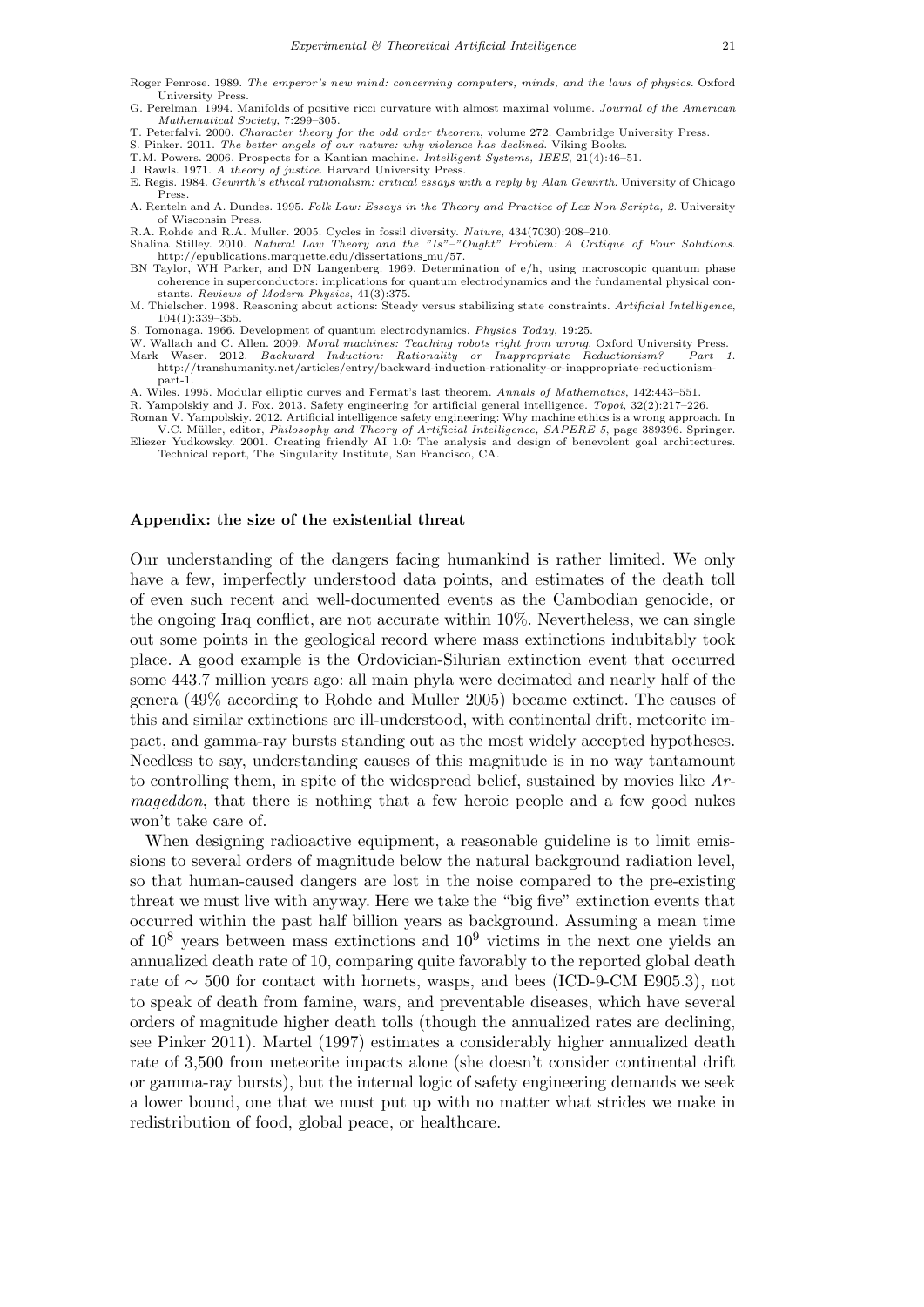Roger Penrose. 1989. *The emperor's new mind: concerning computers, minds, and the laws of physics*. Oxford University Press.

G. Perelman. 1994. Manifolds of positive ricci curvature with almost maximal volume. *Journal of the American Mathematical Society*, 7:299–305.

T. Peterfalvi. 2000. *Character theory for the odd order theorem*, volume 272. Cambridge University Press.

S. Pinker. 2011. *The better angels of our nature: why violence has declined*. Viking Books.

T.M. Powers. 2006. Prospects for a Kantian machine. *Intelligent Systems, IEEE*, 21(4):46–51.

J. Rawls. 1971. *A theory of justice*. Harvard University Press.

E. Regis. 1984. *Gewirth's ethical rationalism: critical essays with a reply by Alan Gewirth*. University of Chicago Press.

A. Renteln and A. Dundes. 1995. *Folk Law: Essays in the Theory and Practice of Lex Non Scripta, 2*. University of Wisconsin Press.

R.A. Rohde and R.A. Muller. 2005. Cycles in fossil diversity. *Nature*, 434(7030):208–210.

Shalina Stilley. 2010. *Natural Law Theory and the "Is"–"Ought" Problem: A Critique of Four Solutions*. http://epublications.marquette.edu/dissertations_mu/57.

BN Taylor, WH Parker, and DN Langenberg. 1969. Determination of e/h, using macroscopic quantum phase coherence in superconductors: implications for quantum electrodynamics and the fundamental physical constants. *Reviews of Modern Physics*, 41(3):375.

M. Thielscher. 1998. Reasoning about actions: Steady versus stabilizing state constraints. *Artificial Intelligence*, 104(1):339–355.

S. Tomonaga. 1966. Development of quantum electrodynamics. *Physics Today*, 19:25.

W. Wallach and C. Allen. 2009. *Moral machines: Teaching robots right from wrong*. Oxford University Press.

Mark Waser. 2012. *Backward Induction: Rationality or Inappropriate Reductionism? Part 1*. http://transhumanity.net/articles/entry/backward-induction-rationality-or-inappropriate-reductionism-part-1.

A. Wiles. 1995. Modular elliptic curves and Fermat's last theorem. *Annals of Mathematics*, 142:443–551.

R. Yampolskiy and J. Fox. 2013. Safety engineering for artificial general intelligence. *Topoi*, 32(2):217–226.

Roman V. Yampolskiy. 2012. Artificial intelligence safety engineering: Why machine ethics is a wrong approach. In V.C. Müller, editor, *Philosophy and Theory of Artificial Intelligence, SAPERE 5*, page 389396. Springer.

Eliezer Yudkowsky. 2001. Creating friendly AI 1.0: The analysis and design of benevolent goal architectures. Technical report, The Singularity Institute, San Francisco, CA.

## Appendix: the size of the existential threat

Our understanding of the dangers facing humankind is rather limited. We only have a few, imperfectly understood data points, and estimates of the death toll of even such recent and well-documented events as the Cambodian genocide, or the ongoing Iraq conflict, are not accurate within 10%. Nevertheless, we can single out some points in the geological record where mass extinctions indubitably took place. A good example is the Ordovician-Silurian extinction event that occurred some 443.7 million years ago: all main phyla were decimated and nearly half of the genera (49% according to Rohde and Muller 2005) became extinct. The causes of this and similar extinctions are ill-understood, with continental drift, meteorite impact, and gamma-ray bursts standing out as the most widely accepted hypotheses. Needless to say, understanding causes of this magnitude is in no way tantamount to controlling them, in spite of the widespread belief, sustained by movies like *Armageddon*, that there is nothing that a few heroic people and a few good nukes won't take care of.

When designing radioactive equipment, a reasonable guideline is to limit emissions to several orders of magnitude below the natural background radiation level, so that human-caused dangers are lost in the noise compared to the pre-existing threat we must live with anyway. Here we take the "big five" extinction events that occurred within the past half billion years as background. Assuming a mean time of $10^8$ years between mass extinctions and $10^9$ victims in the next one yields an annualized death rate of 10, comparing quite favorably to the reported global death rate of $\sim 500$ for contact with hornets, wasps, and bees (ICD-9-CM E905.3), not to speak of death from famine, wars, and preventable diseases, which have several orders of magnitude higher death tolls (though the annualized rates are declining, see Pinker 2011). Martel (1997) estimates a considerably higher annualized death rate of 3,500 from meteorite impacts alone (she doesn't consider continental drift or gamma-ray bursts), but the internal logic of safety engineering demands we seek a lower bound, one that we must put up with no matter what strides we make in redistribution of food, global peace, or healthcare.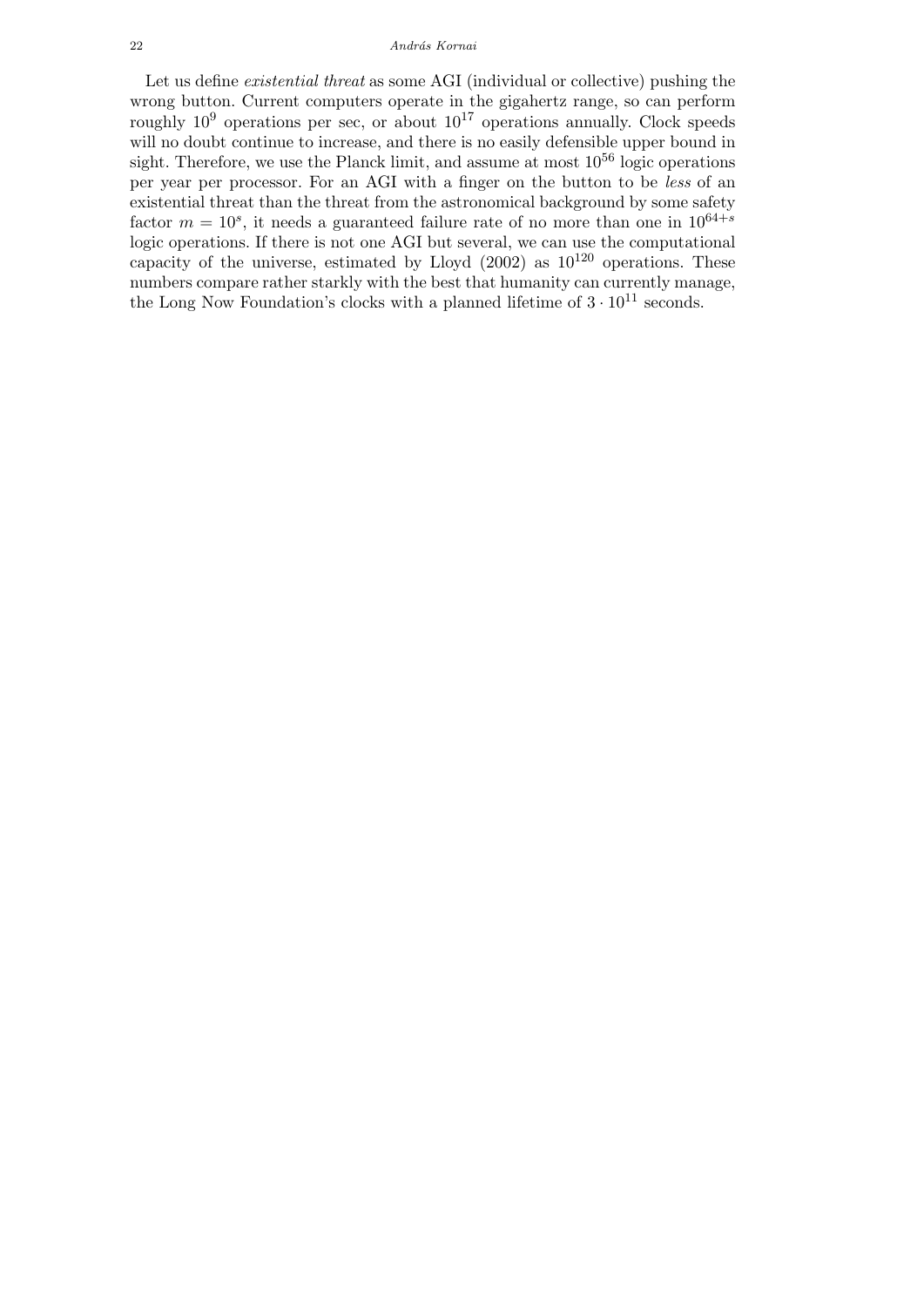Let us define *existential threat* as some AGI (individual or collective) pushing the wrong button. Current computers operate in the gigahertz range, so can perform roughly $10^9$ operations per sec, or about $10^{17}$ operations annually. Clock speeds will no doubt continue to increase, and there is no easily defensible upper bound in sight. Therefore, we use the Planck limit, and assume at most $10^{56}$ logic operations per year per processor. For an AGI with a finger on the button to be *less* of an existential threat than the threat from the astronomical background by some safety factor $m = 10^s$, it needs a guaranteed failure rate of no more than one in $10^{64+s}$ logic operations. If there is not one AGI but several, we can use the computational capacity of the universe, estimated by Lloyd (2002) as $10^{120}$ operations. These numbers compare rather starkly with the best that humanity can currently manage, the Long Now Foundation's clocks with a planned lifetime of $3 \cdot 10^{11}$ seconds.